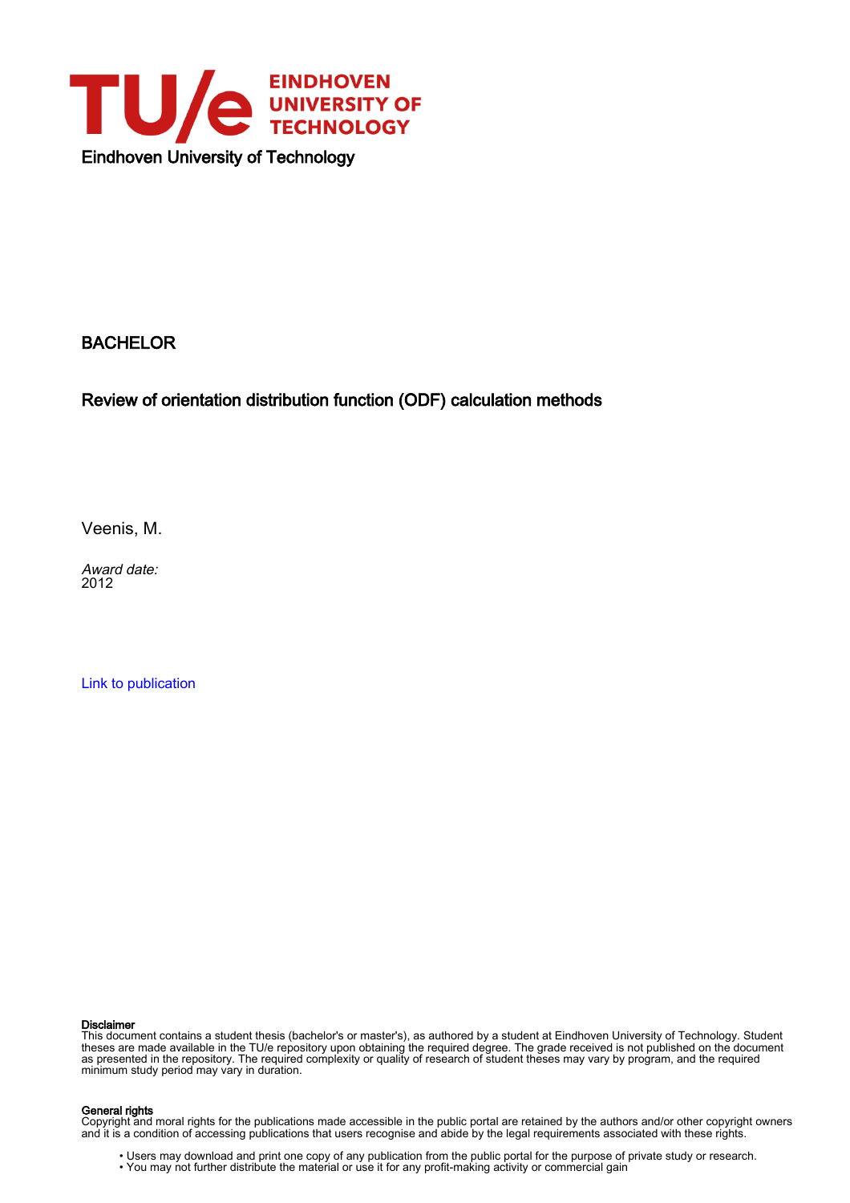Eindhoven University of Technology

BACHELOR

# Review of orientation distribution function (ODF) calculation methods

Veenis, M.

*Award date:*
2012

Link to publication

**Disclaimer**
This document contains a student thesis (bachelor's or master's), as authored by a student at Eindhoven University of Technology. Student theses are made available in the TU/e repository upon obtaining the required degree. The grade received is not published on the document as presented in the repository. The required complexity or quality of research of student theses may vary by program, and the required minimum study period may vary in duration.

**General rights**
Copyright and moral rights for the publications made accessible in the public portal are retained by the authors and/or other copyright owners and it is a condition of accessing publications that users recognise and abide by the legal requirements associated with these rights.

- Users may download and print one copy of any publication from the public portal for the purpose of private study or research.
- You may not further distribute the material or use it for any profit-making activity or commercial gain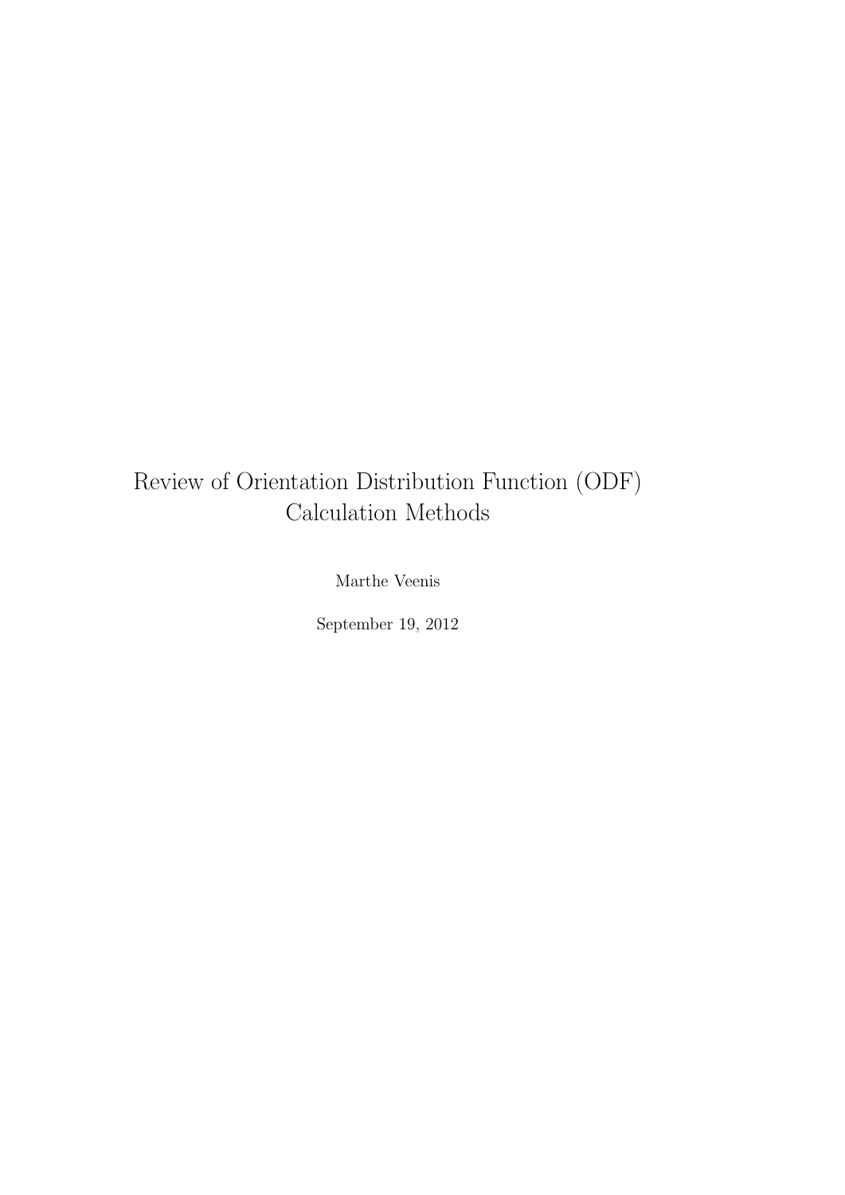# Review of Orientation Distribution Function (ODF) Calculation Methods

Marthe Veenis

September 19, 2012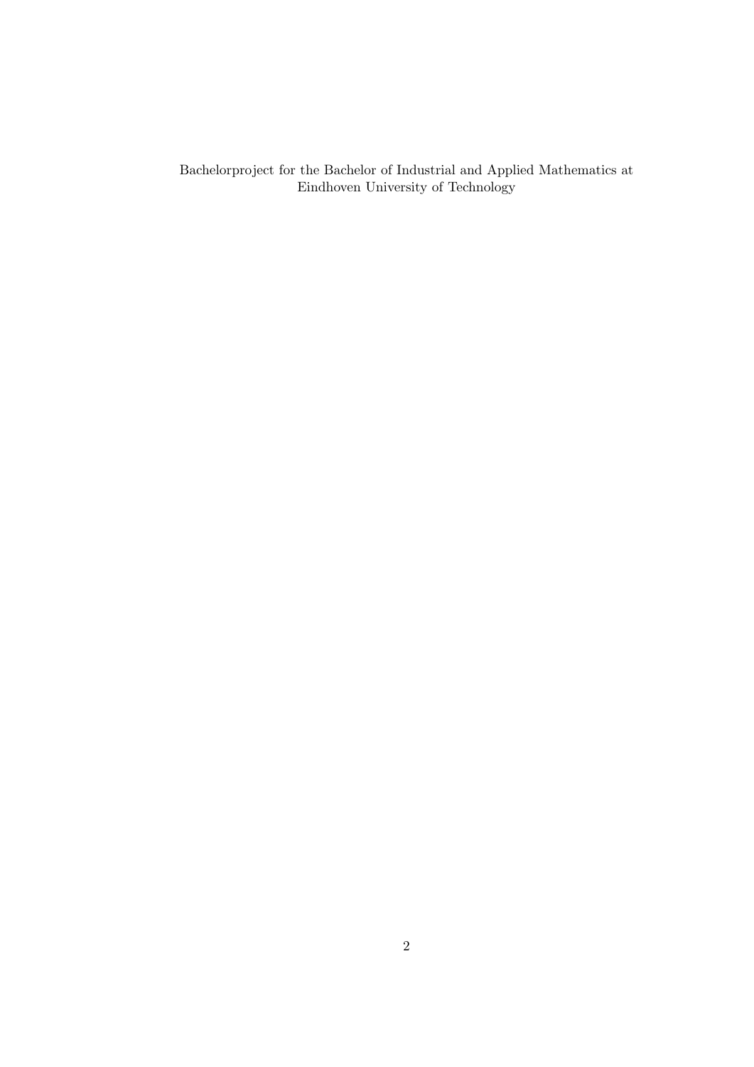Bachelorproject for the Bachelor of Industrial and Applied Mathematics at Eindhoven University of Technology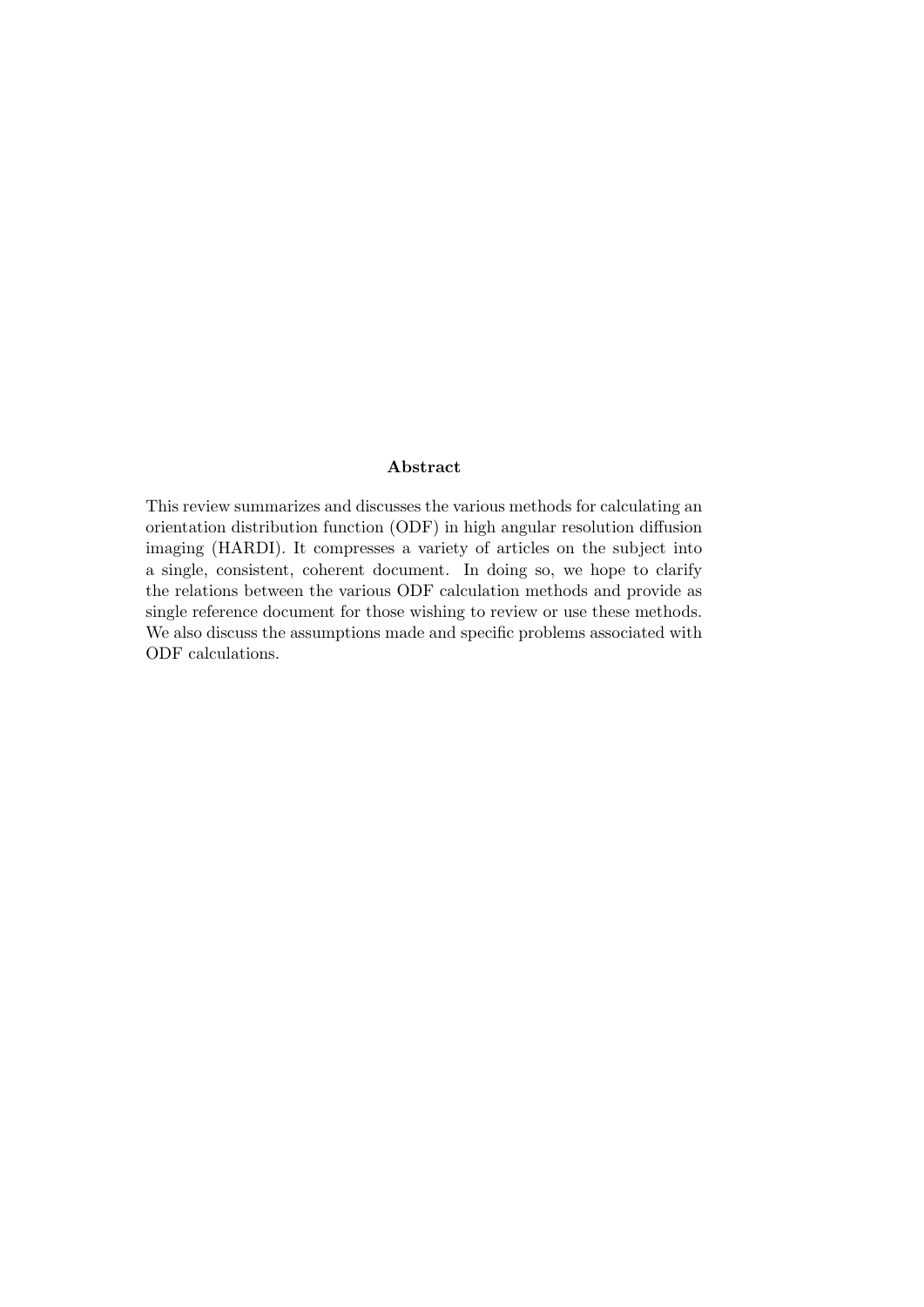**Abstract**

This review summarizes and discusses the various methods for calculating an orientation distribution function (ODF) in high angular resolution diffusion imaging (HARDI). It compresses a variety of articles on the subject into a single, consistent, coherent document. In doing so, we hope to clarify the relations between the various ODF calculation methods and provide as single reference document for those wishing to review or use these methods. We also discuss the assumptions made and specific problems associated with ODF calculations.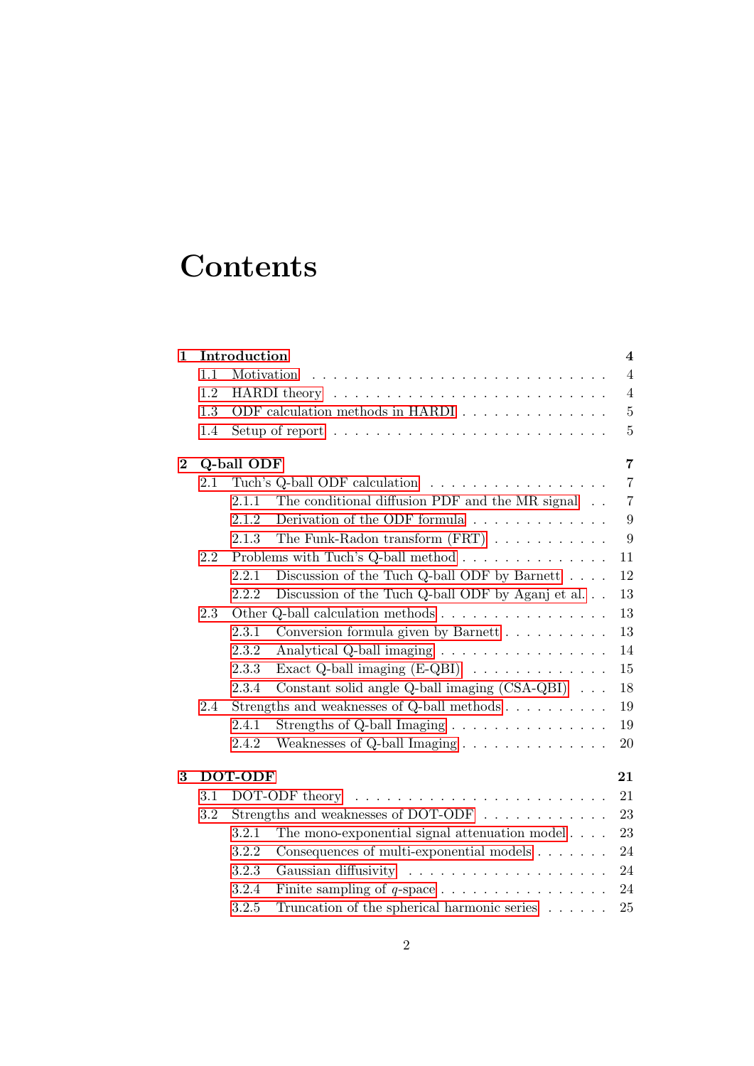# Contents

**1 Introduction** **4**

- 1.1 Motivation . . . 4
- 1.2 HARDI theory . . . 4
- 1.3 ODF calculation methods in HARDI . . . 5
- 1.4 Setup of report . . . 5

**2 Q-ball ODF** **7**

- 2.1 Tuch's Q-ball ODF calculation . . . 7
  - 2.1.1 The conditional diffusion PDF and the MR signal . . . 7
  - 2.1.2 Derivation of the ODF formula . . . 9
  - 2.1.3 The Funk-Radon transform (FRT) . . . 9
- 2.2 Problems with Tuch's Q-ball method . . . 11
  - 2.2.1 Discussion of the Tuch Q-ball ODF by Barnett . . . 12
  - 2.2.2 Discussion of the Tuch Q-ball ODF by Aganj et al. . . 13
- 2.3 Other Q-ball calculation methods . . . 13
  - 2.3.1 Conversion formula given by Barnett . . . 13
  - 2.3.2 Analytical Q-ball imaging . . . 14
  - 2.3.3 Exact Q-ball imaging (E-QBI) . . . 15
  - 2.3.4 Constant solid angle Q-ball imaging (CSA-QBI) . . . 18
- 2.4 Strengths and weaknesses of Q-ball methods . . . 19
  - 2.4.1 Strengths of Q-ball Imaging . . . 19
  - 2.4.2 Weaknesses of Q-ball Imaging . . . 20

**3 DOT-ODF** **21**

- 3.1 DOT-ODF theory . . . 21
- 3.2 Strengths and weaknesses of DOT-ODF . . . 23
  - 3.2.1 The mono-exponential signal attenuation model . . . 23
  - 3.2.2 Consequences of multi-exponential models . . . 24
  - 3.2.3 Gaussian diffusivity . . . 24
  - 3.2.4 Finite sampling of $q$-space . . . 24
  - 3.2.5 Truncation of the spherical harmonic series . . . 25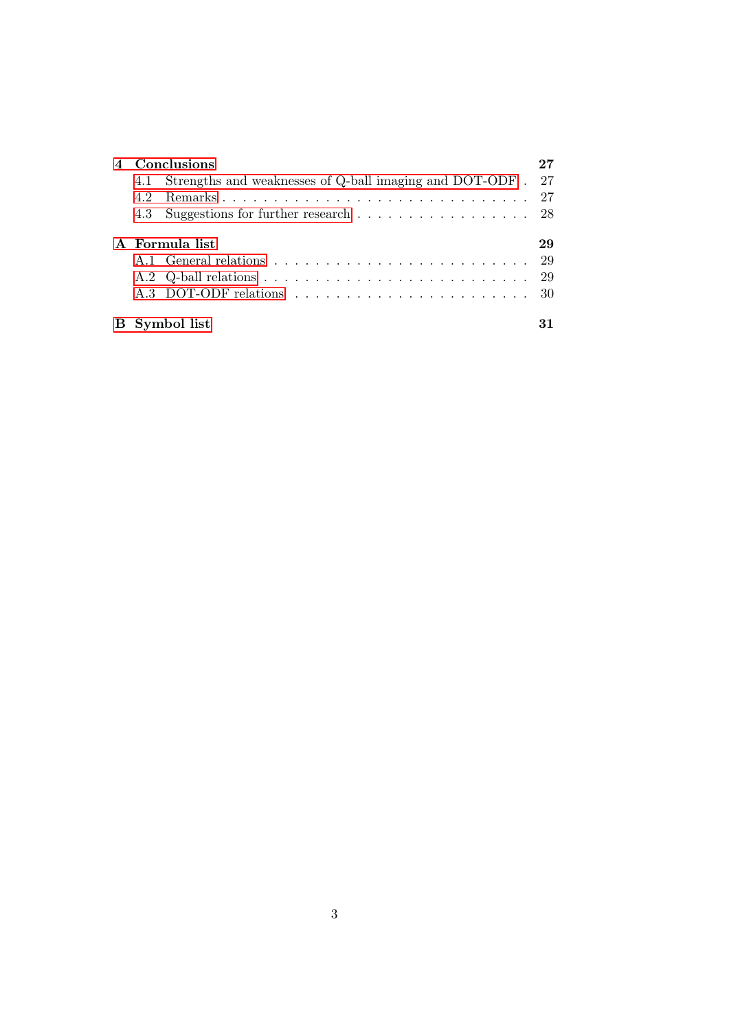**4 Conclusions** **27**

- 4.1 Strengths and weaknesses of Q-ball imaging and DOT-ODF . . . 27
- 4.2 Remarks . . . 27
- 4.3 Suggestions for further research . . . 28

**A Formula list** **29**

- A.1 General relations . . . 29
- A.2 Q-ball relations . . . 29
- A.3 DOT-ODF relations . . . 30

**B Symbol list** **31**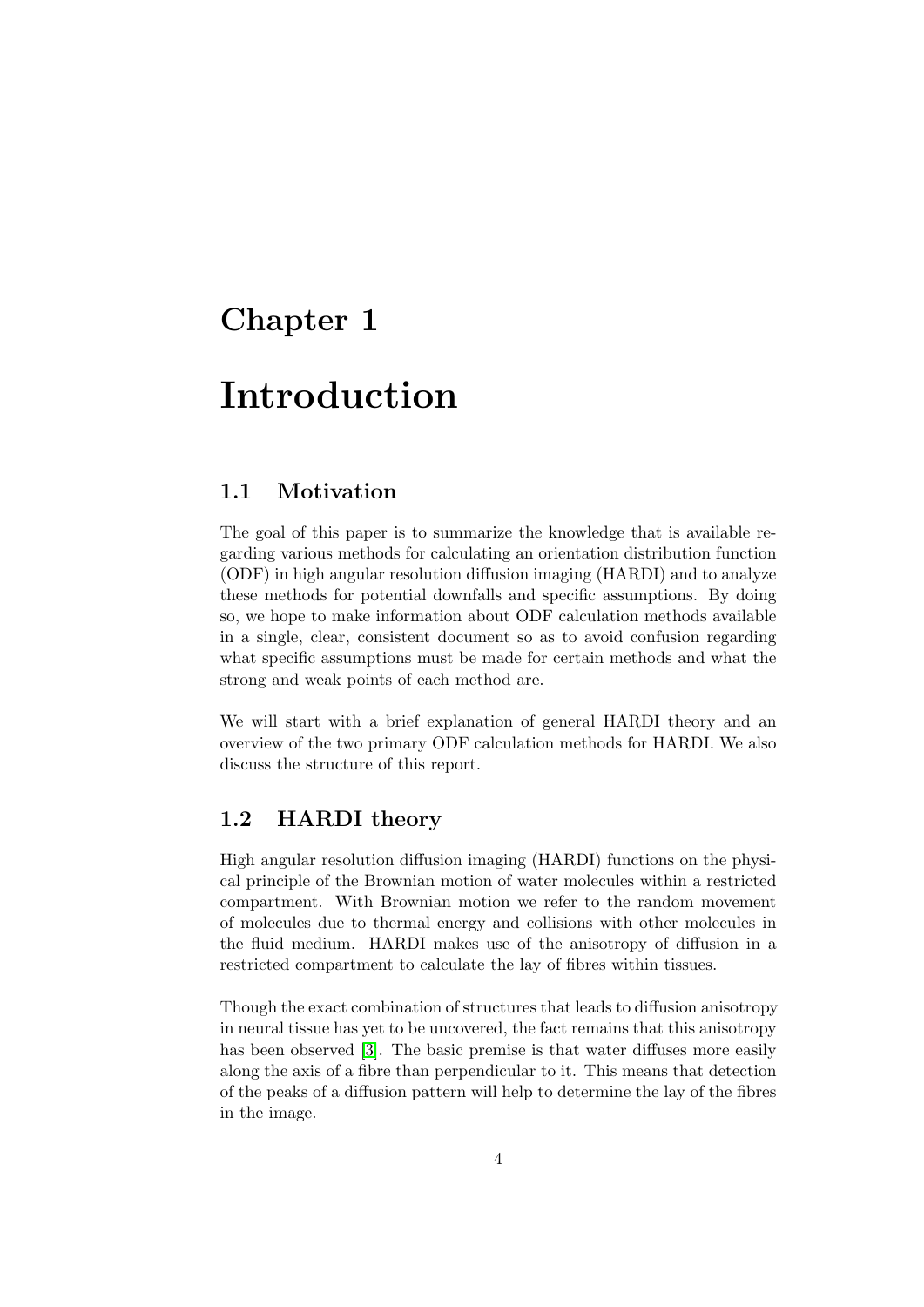# Chapter 1

# Introduction

## 1.1 Motivation

The goal of this paper is to summarize the knowledge that is available regarding various methods for calculating an orientation distribution function (ODF) in high angular resolution diffusion imaging (HARDI) and to analyze these methods for potential downfalls and specific assumptions. By doing so, we hope to make information about ODF calculation methods available in a single, clear, consistent document so as to avoid confusion regarding what specific assumptions must be made for certain methods and what the strong and weak points of each method are.

We will start with a brief explanation of general HARDI theory and an overview of the two primary ODF calculation methods for HARDI. We also discuss the structure of this report.

## 1.2 HARDI theory

High angular resolution diffusion imaging (HARDI) functions on the physical principle of the Brownian motion of water molecules within a restricted compartment. With Brownian motion we refer to the random movement of molecules due to thermal energy and collisions with other molecules in the fluid medium. HARDI makes use of the anisotropy of diffusion in a restricted compartment to calculate the lay of fibres within tissues.

Though the exact combination of structures that leads to diffusion anisotropy in neural tissue has yet to be uncovered, the fact remains that this anisotropy has been observed [3]. The basic premise is that water diffuses more easily along the axis of a fibre than perpendicular to it. This means that detection of the peaks of a diffusion pattern will help to determine the lay of the fibres in the image.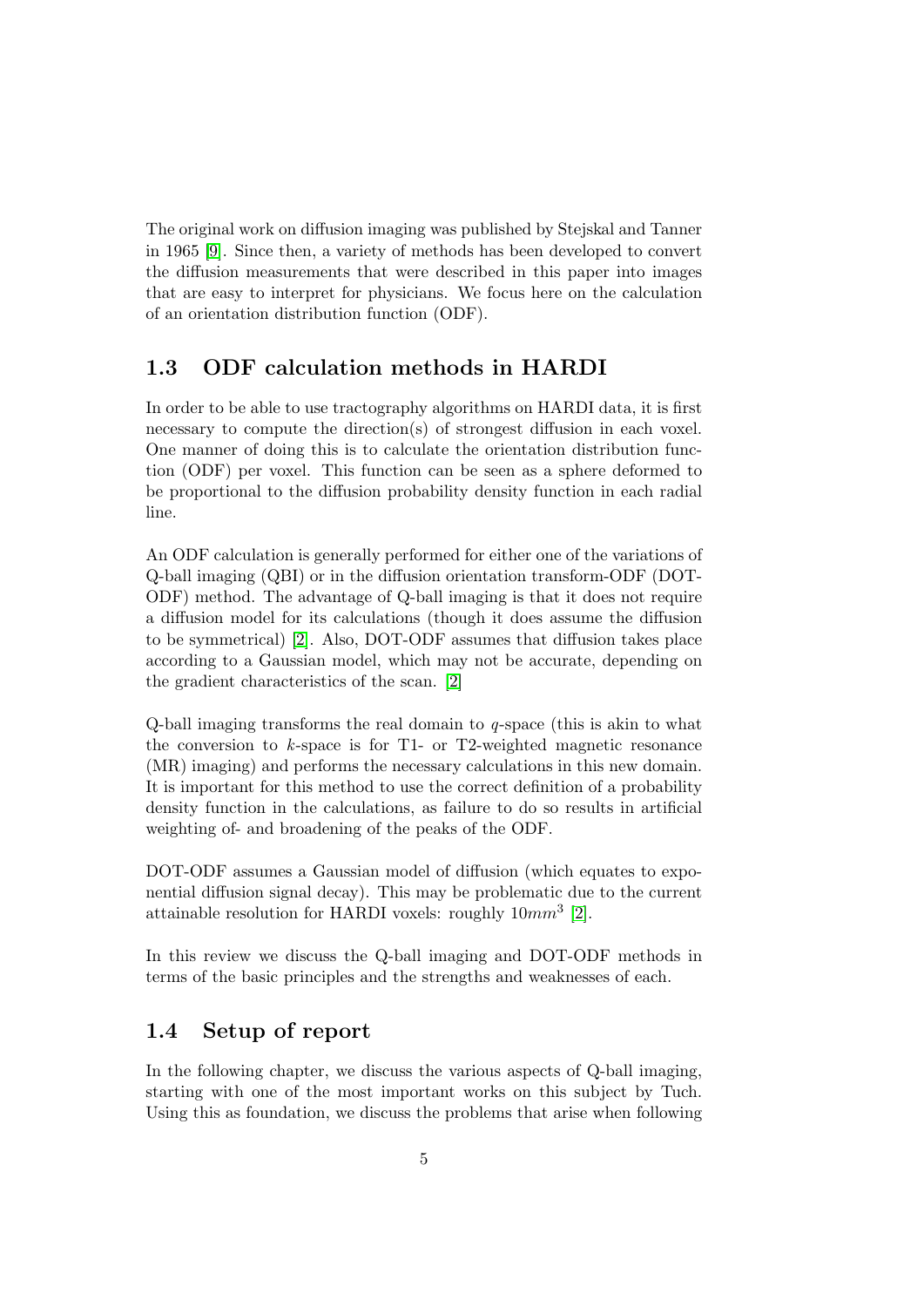The original work on diffusion imaging was published by Stejskal and Tanner in 1965 [9]. Since then, a variety of methods has been developed to convert the diffusion measurements that were described in this paper into images that are easy to interpret for physicians. We focus here on the calculation of an orientation distribution function (ODF).

## 1.3 ODF calculation methods in HARDI

In order to be able to use tractography algorithms on HARDI data, it is first necessary to compute the direction(s) of strongest diffusion in each voxel. One manner of doing this is to calculate the orientation distribution function (ODF) per voxel. This function can be seen as a sphere deformed to be proportional to the diffusion probability density function in each radial line.

An ODF calculation is generally performed for either one of the variations of Q-ball imaging (QBI) or in the diffusion orientation transform-ODF (DOT-ODF) method. The advantage of Q-ball imaging is that it does not require a diffusion model for its calculations (though it does assume the diffusion to be symmetrical) [2]. Also, DOT-ODF assumes that diffusion takes place according to a Gaussian model, which may not be accurate, depending on the gradient characteristics of the scan. [2]

Q-ball imaging transforms the real domain to $q$-space (this is akin to what the conversion to $k$-space is for T1- or T2-weighted magnetic resonance (MR) imaging) and performs the necessary calculations in this new domain. It is important for this method to use the correct definition of a probability density function in the calculations, as failure to do so results in artificial weighting of- and broadening of the peaks of the ODF.

DOT-ODF assumes a Gaussian model of diffusion (which equates to exponential diffusion signal decay). This may be problematic due to the current attainable resolution for HARDI voxels: roughly $10mm^3$ [2].

In this review we discuss the Q-ball imaging and DOT-ODF methods in terms of the basic principles and the strengths and weaknesses of each.

## 1.4 Setup of report

In the following chapter, we discuss the various aspects of Q-ball imaging, starting with one of the most important works on this subject by Tuch. Using this as foundation, we discuss the problems that arise when following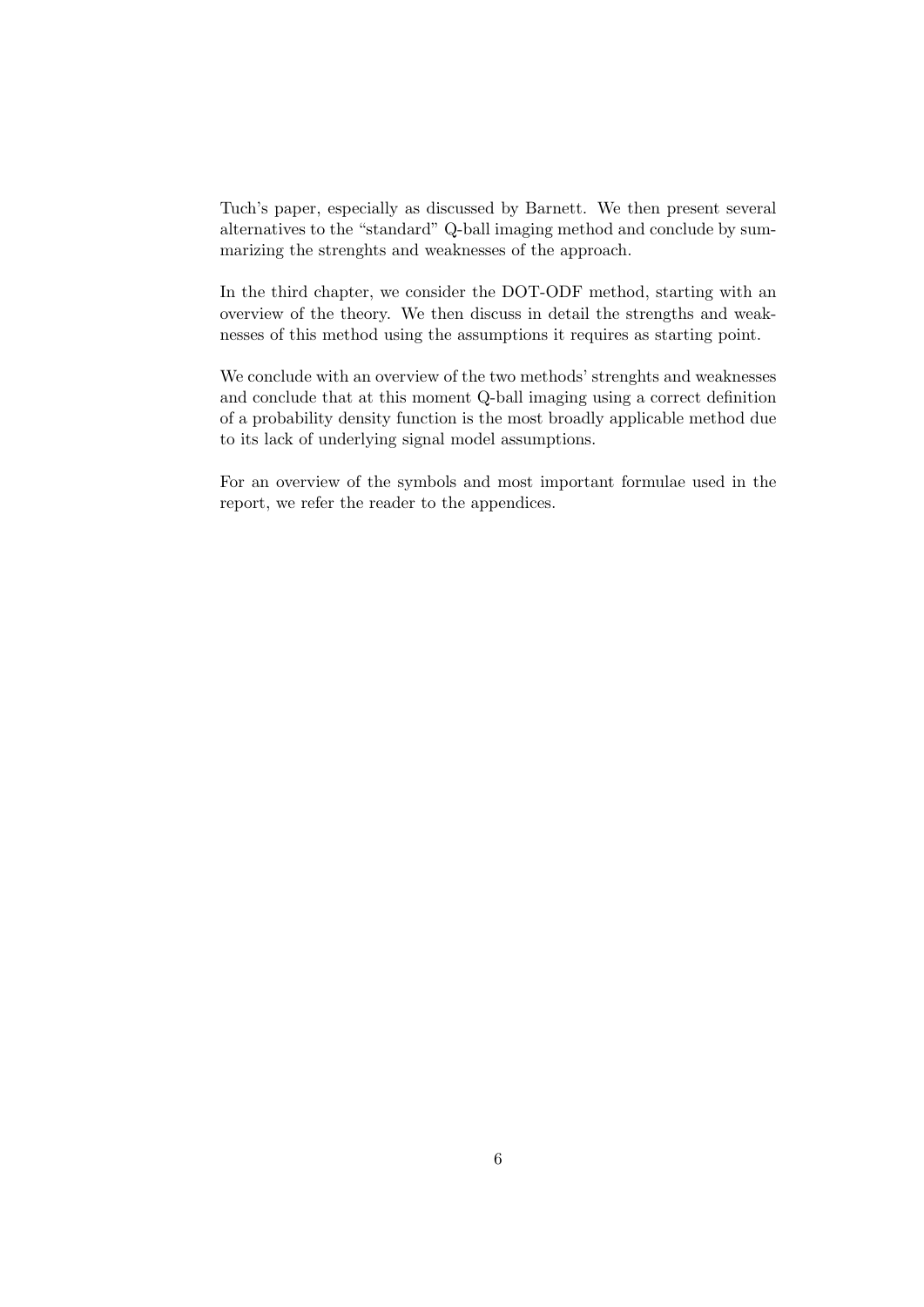Tuch's paper, especially as discussed by Barnett. We then present several alternatives to the "standard" Q-ball imaging method and conclude by summarizing the strenghts and weaknesses of the approach.

In the third chapter, we consider the DOT-ODF method, starting with an overview of the theory. We then discuss in detail the strengths and weaknesses of this method using the assumptions it requires as starting point.

We conclude with an overview of the two methods' strenghts and weaknesses and conclude that at this moment Q-ball imaging using a correct definition of a probability density function is the most broadly applicable method due to its lack of underlying signal model assumptions.

For an overview of the symbols and most important formulae used in the report, we refer the reader to the appendices.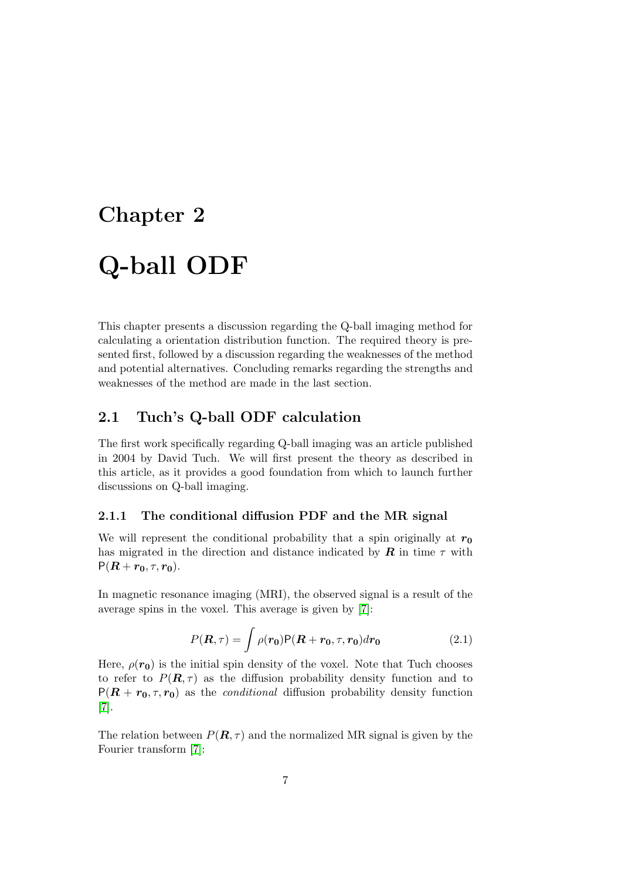# Chapter 2

# Q-ball ODF

This chapter presents a discussion regarding the Q-ball imaging method for calculating a orientation distribution function. The required theory is presented first, followed by a discussion regarding the weaknesses of the method and potential alternatives. Concluding remarks regarding the strengths and weaknesses of the method are made in the last section.

## 2.1 Tuch's Q-ball ODF calculation

The first work specifically regarding Q-ball imaging was an article published in 2004 by David Tuch. We will first present the theory as described in this article, as it provides a good foundation from which to launch further discussions on Q-ball imaging.

### 2.1.1 The conditional diffusion PDF and the MR signal

We will represent the conditional probability that a spin originally at $\boldsymbol{r_0}$ has migrated in the direction and distance indicated by $\boldsymbol{R}$ in time $\tau$ with $\mathsf{P}(\boldsymbol{R} + \boldsymbol{r_0}, \tau, \boldsymbol{r_0})$.

In magnetic resonance imaging (MRI), the observed signal is a result of the average spins in the voxel. This average is given by [7]:

$$P(\boldsymbol{R}, \tau) = \int \rho(\boldsymbol{r_0}) \mathsf{P}(\boldsymbol{R} + \boldsymbol{r_0}, \tau, \boldsymbol{r_0}) d\boldsymbol{r_0} \tag{2.1}$$

Here, $\rho(\boldsymbol{r_0})$ is the initial spin density of the voxel. Note that Tuch chooses to refer to $P(\boldsymbol{R}, \tau)$ as the diffusion probability density function and to $\mathsf{P}(\boldsymbol{R} + \boldsymbol{r_0}, \tau, \boldsymbol{r_0})$ as the *conditional* diffusion probability density function [7].

The relation between $P(\boldsymbol{R}, \tau)$ and the normalized MR signal is given by the Fourier transform [7]: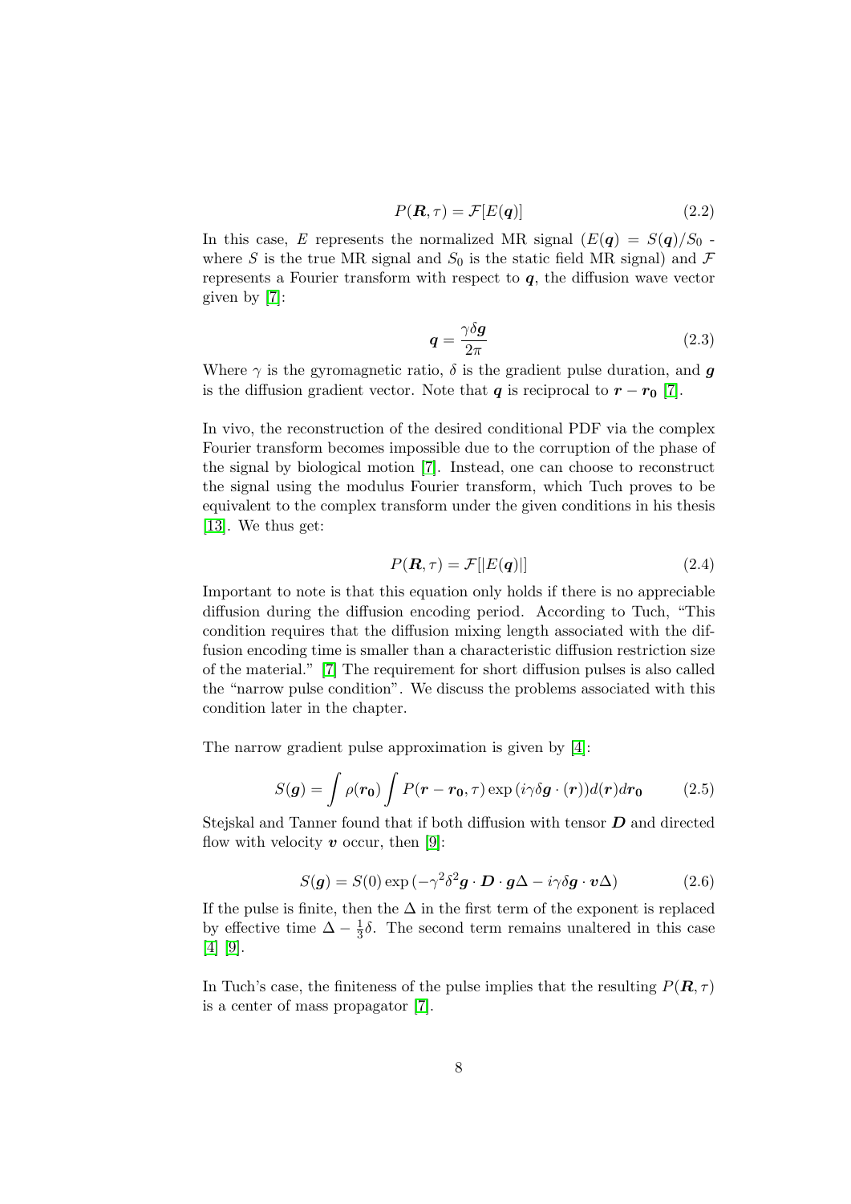$$P(\boldsymbol{R}, \tau) = \mathcal{F}[E(\boldsymbol{q})] \tag{2.2}$$

In this case, $E$ represents the normalized MR signal ($E(\boldsymbol{q}) = S(\boldsymbol{q})/S_0$ - where $S$ is the true MR signal and $S_0$ is the static field MR signal) and $\mathcal{F}$ represents a Fourier transform with respect to $\boldsymbol{q}$, the diffusion wave vector given by [7]:

$$\boldsymbol{q} = \frac{\gamma \delta \boldsymbol{g}}{2\pi} \tag{2.3}$$

Where $\gamma$ is the gyromagnetic ratio, $\delta$ is the gradient pulse duration, and $\boldsymbol{g}$ is the diffusion gradient vector. Note that $\boldsymbol{q}$ is reciprocal to $\boldsymbol{r} - \boldsymbol{r_0}$ [7].

In vivo, the reconstruction of the desired conditional PDF via the complex Fourier transform becomes impossible due to the corruption of the phase of the signal by biological motion [7]. Instead, one can choose to reconstruct the signal using the modulus Fourier transform, which Tuch proves to be equivalent to the complex transform under the given conditions in his thesis [13]. We thus get:

$$P(\boldsymbol{R}, \tau) = \mathcal{F}[|E(\boldsymbol{q})|] \tag{2.4}$$

Important to note is that this equation only holds if there is no appreciable diffusion during the diffusion encoding period. According to Tuch, "This condition requires that the diffusion mixing length associated with the diffusion encoding time is smaller than a characteristic diffusion restriction size of the material." [7] The requirement for short diffusion pulses is also called the "narrow pulse condition". We discuss the problems associated with this condition later in the chapter.

The narrow gradient pulse approximation is given by [4]:

$$S(\boldsymbol{g}) = \int \rho(\boldsymbol{r_0}) \int P(\boldsymbol{r} - \boldsymbol{r_0}, \tau) \exp{(i\gamma\delta\boldsymbol{g} \cdot (\boldsymbol{r}))} d(\boldsymbol{r}) d\boldsymbol{r_0} \tag{2.5}$$

Stejskal and Tanner found that if both diffusion with tensor $\boldsymbol{D}$ and directed flow with velocity $\boldsymbol{v}$ occur, then [9]:

$$S(\boldsymbol{g}) = S(0) \exp{(-\gamma^2\delta^2 \boldsymbol{g} \cdot \boldsymbol{D} \cdot \boldsymbol{g} \Delta - i\gamma\delta\boldsymbol{g} \cdot \boldsymbol{v}\Delta)} \tag{2.6}$$

If the pulse is finite, then the $\Delta$ in the first term of the exponent is replaced by effective time $\Delta - \frac{1}{3}\delta$. The second term remains unaltered in this case [4] [9].

In Tuch's case, the finiteness of the pulse implies that the resulting $P(\boldsymbol{R}, \tau)$ is a center of mass propagator [7].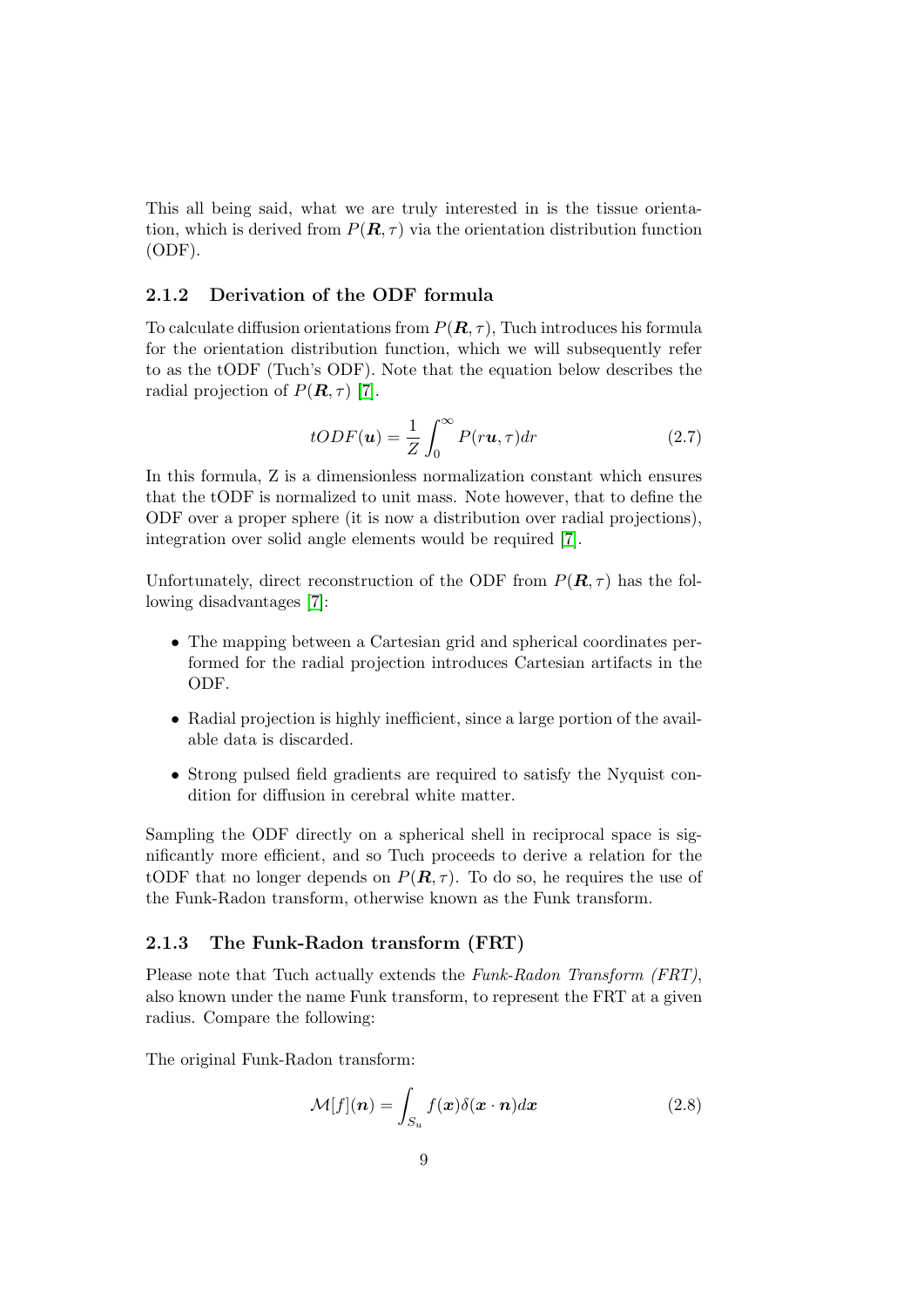This all being said, what we are truly interested in is the tissue orientation, which is derived from $P(\boldsymbol{R}, \tau)$ via the orientation distribution function (ODF).

### 2.1.2 Derivation of the ODF formula

To calculate diffusion orientations from $P(\boldsymbol{R}, \tau)$, Tuch introduces his formula for the orientation distribution function, which we will subsequently refer to as the tODF (Tuch's ODF). Note that the equation below describes the radial projection of $P(\boldsymbol{R}, \tau)$ [7].

$$tODF(\boldsymbol{u}) = \frac{1}{Z} \int_0^\infty P(r\boldsymbol{u}, \tau) dr \tag{2.7}$$

In this formula, Z is a dimensionless normalization constant which ensures that the tODF is normalized to unit mass. Note however, that to define the ODF over a proper sphere (it is now a distribution over radial projections), integration over solid angle elements would be required [7].

Unfortunately, direct reconstruction of the ODF from $P(\boldsymbol{R}, \tau)$ has the following disadvantages [7]:

- The mapping between a Cartesian grid and spherical coordinates performed for the radial projection introduces Cartesian artifacts in the ODF.
- Radial projection is highly inefficient, since a large portion of the available data is discarded.
- Strong pulsed field gradients are required to satisfy the Nyquist condition for diffusion in cerebral white matter.

Sampling the ODF directly on a spherical shell in reciprocal space is significantly more efficient, and so Tuch proceeds to derive a relation for the tODF that no longer depends on $P(\boldsymbol{R}, \tau)$. To do so, he requires the use of the Funk-Radon transform, otherwise known as the Funk transform.

### 2.1.3 The Funk-Radon transform (FRT)

Please note that Tuch actually extends the *Funk-Radon Transform (FRT)*, also known under the name Funk transform, to represent the FRT at a given radius. Compare the following:

The original Funk-Radon transform:

$$\mathcal{M}[f](\boldsymbol{n}) = \int_{S_u} f(\boldsymbol{x}) \delta(\boldsymbol{x} \cdot \boldsymbol{n}) d\boldsymbol{x} \tag{2.8}$$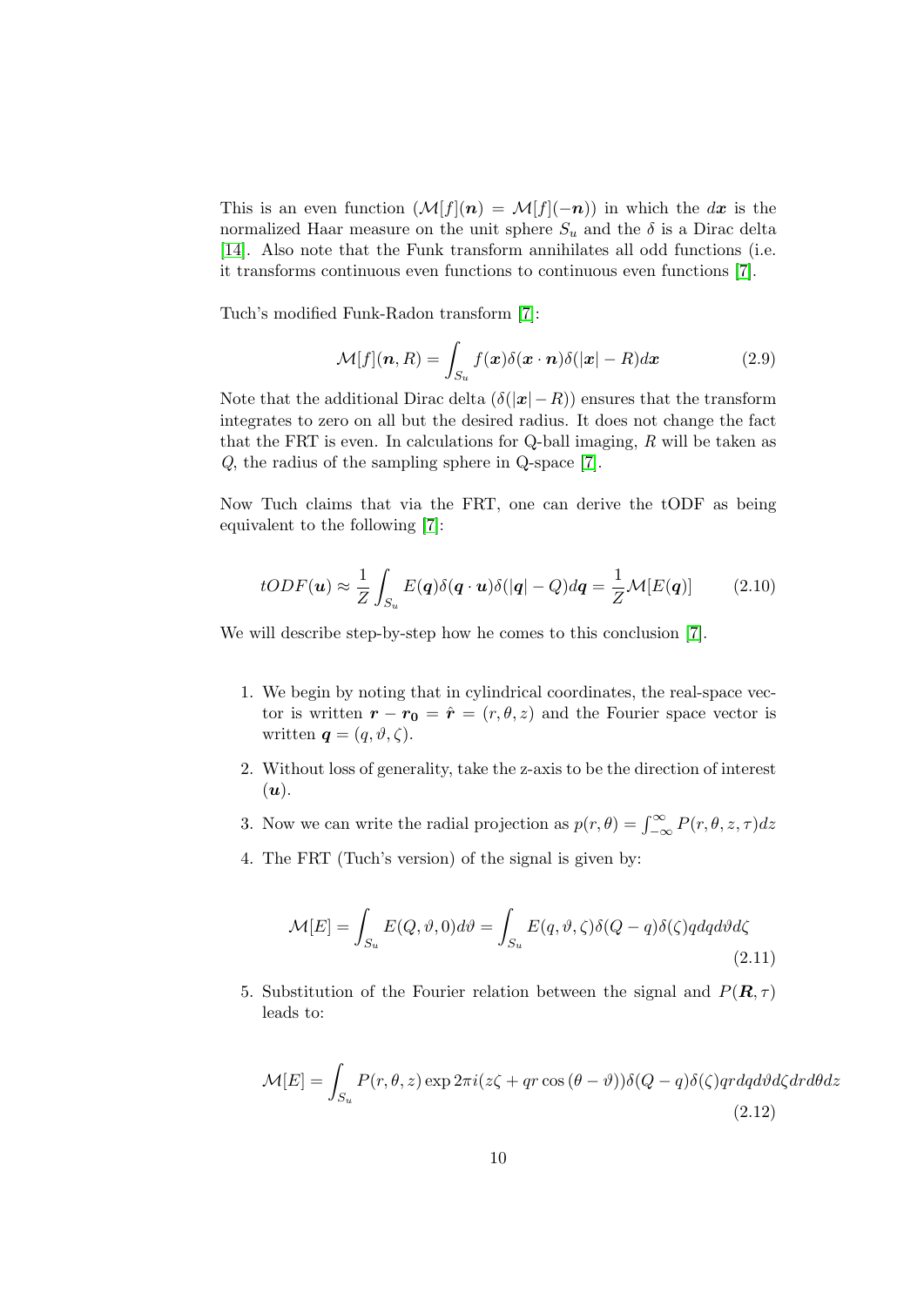This is an even function ($\mathcal{M}[f](\boldsymbol{n}) = \mathcal{M}[f](-\boldsymbol{n})$) in which the $d\boldsymbol{x}$ is the normalized Haar measure on the unit sphere $S_u$ and the $\delta$ is a Dirac delta [14]. Also note that the Funk transform annihilates all odd functions (i.e. it transforms continuous even functions to continuous even functions [7].

Tuch's modified Funk-Radon transform [7]:

$$\mathcal{M}[f](\boldsymbol{n}, R) = \int_{S_u} f(\boldsymbol{x})\delta(\boldsymbol{x} \cdot \boldsymbol{n})\delta(|\boldsymbol{x}| - R)d\boldsymbol{x} \tag{2.9}$$

Note that the additional Dirac delta ($\delta(|\boldsymbol{x}| - R)$) ensures that the transform integrates to zero on all but the desired radius. It does not change the fact that the FRT is even. In calculations for Q-ball imaging, $R$ will be taken as $Q$, the radius of the sampling sphere in Q-space [7].

Now Tuch claims that via the FRT, one can derive the tODF as being equivalent to the following [7]:

$$tODF(\boldsymbol{u}) \approx \frac{1}{Z}\int_{S_u} E(\boldsymbol{q})\delta(\boldsymbol{q} \cdot \boldsymbol{u})\delta(|\boldsymbol{q}| - Q)d\boldsymbol{q} = \frac{1}{Z}\mathcal{M}[E(\boldsymbol{q})] \tag{2.10}$$

We will describe step-by-step how he comes to this conclusion [7].

1. We begin by noting that in cylindrical coordinates, the real-space vector is written $\boldsymbol{r} - \boldsymbol{r_0} = \hat{\boldsymbol{r}} = (r, \theta, z)$ and the Fourier space vector is written $\boldsymbol{q} = (q, \vartheta, \zeta)$.
2. Without loss of generality, take the z-axis to be the direction of interest ($\boldsymbol{u}$).
3. Now we can write the radial projection as $p(r, \theta) = \int_{-\infty}^{\infty} P(r, \theta, z, \tau)dz$
4. The FRT (Tuch's version) of the signal is given by:

$$\mathcal{M}[E] = \int_{S_u} E(Q, \vartheta, 0)d\vartheta = \int_{S_u} E(q, \vartheta, \zeta)\delta(Q - q)\delta(\zeta)qdqd\vartheta d\zeta \tag{2.11}$$

5. Substitution of the Fourier relation between the signal and $P(\boldsymbol{R}, \tau)$ leads to:

$$\mathcal{M}[E] = \int_{S_u} P(r, \theta, z) \exp 2\pi i(z\zeta + qr\cos(\theta - \vartheta))\delta(Q - q)\delta(\zeta)qrdqd\vartheta d\zeta drd\theta dz \tag{2.12}$$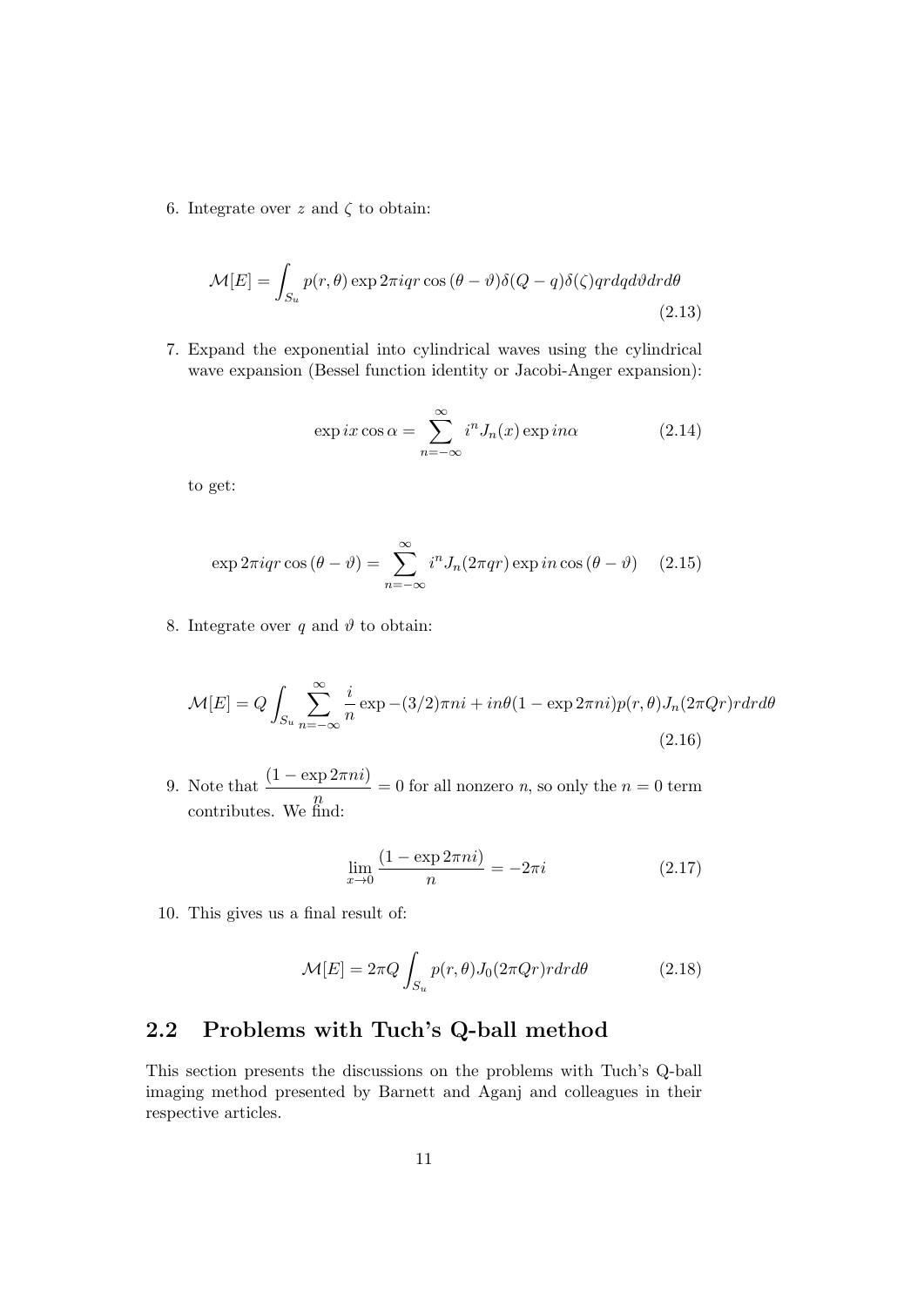6. Integrate over $z$ and $\zeta$ to obtain:

$$\mathcal{M}[E] = \int_{S_u} p(r, \theta) \exp 2\pi iqr \cos(\theta - \vartheta) \delta(Q - q) \delta(\zeta) qrdqd\vartheta drd\theta \tag{2.13}$$

7. Expand the exponential into cylindrical waves using the cylindrical wave expansion (Bessel function identity or Jacobi-Anger expansion):

$$\exp ix \cos \alpha = \sum_{n=-\infty}^{\infty} i^n J_n(x) \exp in\alpha \tag{2.14}$$

to get:

$$\exp 2\pi iqr \cos(\theta - \vartheta) = \sum_{n=-\infty}^{\infty} i^n J_n(2\pi qr) \exp in \cos(\theta - \vartheta) \tag{2.15}$$

8. Integrate over $q$ and $\vartheta$ to obtain:

$$\mathcal{M}[E] = Q \int_{S_u} \sum_{n=-\infty}^{\infty} \frac{i}{n} \exp -(3/2)\pi ni + in\theta(1 - \exp 2\pi ni) p(r, \theta) J_n(2\pi Qr) rdrd\theta \tag{2.16}$$

9. Note that $\dfrac{(1 - \exp 2\pi ni)}{n} = 0$ for all nonzero $n$, so only the $n = 0$ term contributes. We find:

$$\lim_{x \to 0} \frac{(1 - \exp 2\pi ni)}{n} = -2\pi i \tag{2.17}$$

10. This gives us a final result of:

$$\mathcal{M}[E] = 2\pi Q \int_{S_u} p(r, \theta) J_0(2\pi Qr) rdrd\theta \tag{2.18}$$

## 2.2 Problems with Tuch's Q-ball method

This section presents the discussions on the problems with Tuch's Q-ball imaging method presented by Barnett and Aganj and colleagues in their respective articles.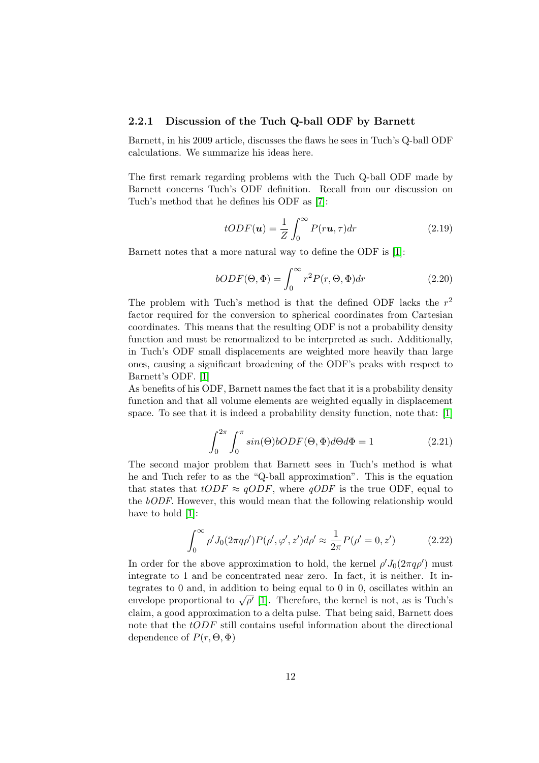### 2.2.1 Discussion of the Tuch Q-ball ODF by Barnett

Barnett, in his 2009 article, discusses the flaws he sees in Tuch's Q-ball ODF calculations. We summarize his ideas here.

The first remark regarding problems with the Tuch Q-ball ODF made by Barnett concerns Tuch's ODF definition. Recall from our discussion on Tuch's method that he defines his ODF as [7]:

$$tODF(\boldsymbol{u}) = \frac{1}{Z}\int_0^\infty P(r\boldsymbol{u}, \tau)dr \tag{2.19}$$

Barnett notes that a more natural way to define the ODF is [1]:

$$bODF(\Theta, \Phi) = \int_0^\infty r^2 P(r, \Theta, \Phi)dr \tag{2.20}$$

The problem with Tuch's method is that the defined ODF lacks the $r^2$ factor required for the conversion to spherical coordinates from Cartesian coordinates. This means that the resulting ODF is not a probability density function and must be renormalized to be interpreted as such. Additionally, in Tuch's ODF small displacements are weighted more heavily than large ones, causing a significant broadening of the ODF's peaks with respect to Barnett's ODF. [1]

As benefits of his ODF, Barnett names the fact that it is a probability density function and that all volume elements are weighted equally in displacement space. To see that it is indeed a probability density function, note that: [1]

$$\int_0^{2\pi}\int_0^{\pi} sin(\Theta) bODF(\Theta, \Phi)d\Theta d\Phi = 1 \tag{2.21}$$

The second major problem that Barnett sees in Tuch's method is what he and Tuch refer to as the "Q-ball approximation". This is the equation that states that $tODF \approx qODF$, where $qODF$ is the true ODF, equal to the $bODF$. However, this would mean that the following relationship would have to hold [1]:

$$\int_0^\infty \rho' J_0(2\pi q\rho')P(\rho', \varphi', z')d\rho' \approx \frac{1}{2\pi}P(\rho' = 0, z') \tag{2.22}$$

In order for the above approximation to hold, the kernel $\rho' J_0(2\pi q\rho')$ must integrate to 1 and be concentrated near zero. In fact, it is neither. It integrates to 0 and, in addition to being equal to 0 in 0, oscillates within an envelope proportional to $\sqrt{\rho'}$ [1]. Therefore, the kernel is not, as is Tuch's claim, a good approximation to a delta pulse. That being said, Barnett does note that the $tODF$ still contains useful information about the directional dependence of $P(r, \Theta, \Phi)$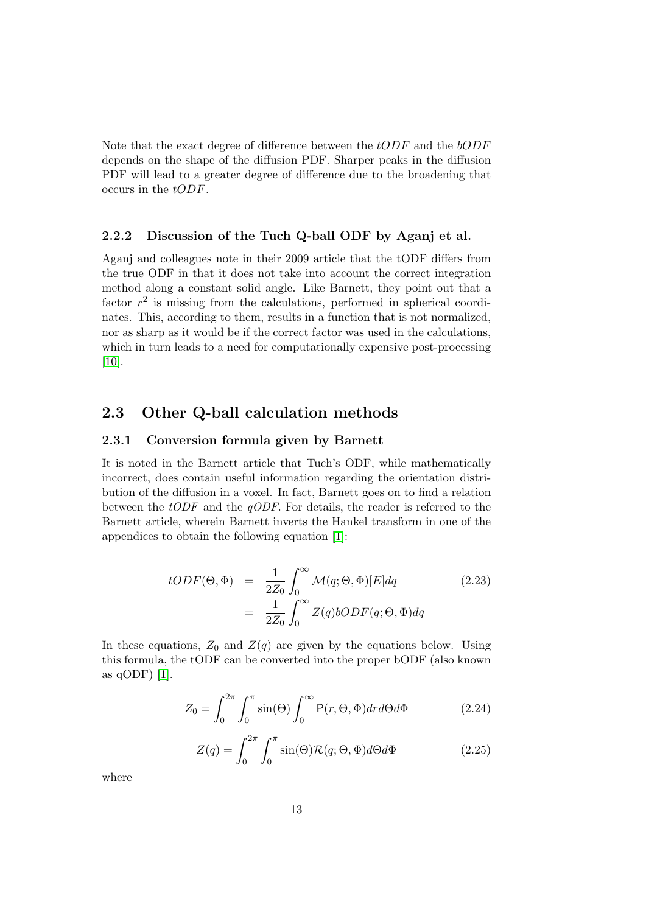Note that the exact degree of difference between the *tODF* and the *bODF* depends on the shape of the diffusion PDF. Sharper peaks in the diffusion PDF will lead to a greater degree of difference due to the broadening that occurs in the *tODF*.

### 2.2.2 Discussion of the Tuch Q-ball ODF by Aganj et al.

Aganj and colleagues note in their 2009 article that the tODF differs from the true ODF in that it does not take into account the correct integration method along a constant solid angle. Like Barnett, they point out that a factor $r^2$ is missing from the calculations, performed in spherical coordinates. This, according to them, results in a function that is not normalized, nor as sharp as it would be if the correct factor was used in the calculations, which in turn leads to a need for computationally expensive post-processing [10].

## 2.3 Other Q-ball calculation methods

### 2.3.1 Conversion formula given by Barnett

It is noted in the Barnett article that Tuch's ODF, while mathematically incorrect, does contain useful information regarding the orientation distribution of the diffusion in a voxel. In fact, Barnett goes on to find a relation between the *tODF* and the *qODF*. For details, the reader is referred to the Barnett article, wherein Barnett inverts the Hankel transform in one of the appendices to obtain the following equation [1]:

$$
\begin{aligned}
tODF(\Theta, \Phi) &= \frac{1}{2Z_0} \int_0^\infty \mathcal{M}(q; \Theta, \Phi)[E] dq \\
&= \frac{1}{2Z_0} \int_0^\infty Z(q) bODF(q; \Theta, \Phi) dq
\end{aligned} \tag{2.23}
$$

In these equations, $Z_0$ and $Z(q)$ are given by the equations below. Using this formula, the tODF can be converted into the proper bODF (also known as qODF) [1].

$$
Z_0 = \int_0^{2\pi} \int_0^\pi \sin(\Theta) \int_0^\infty \mathsf{P}(r, \Theta, \Phi) dr d\Theta d\Phi \tag{2.24}
$$

$$
Z(q) = \int_0^{2\pi} \int_0^\pi \sin(\Theta) \mathcal{R}(q; \Theta, \Phi) d\Theta d\Phi \tag{2.25}
$$

where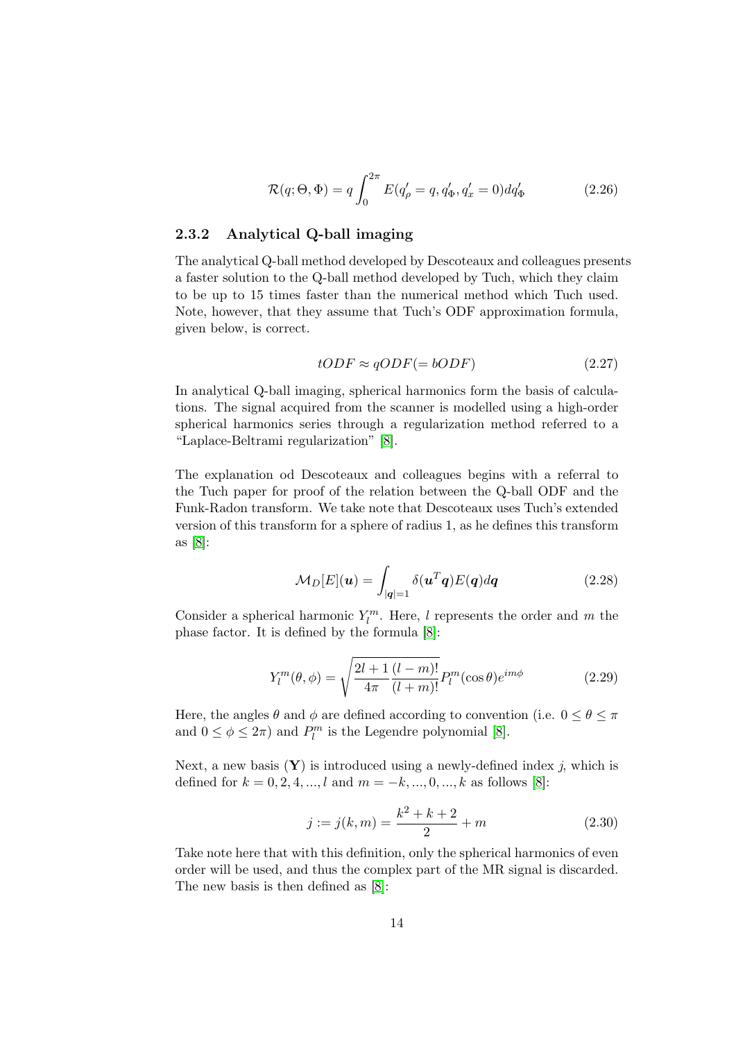$$\mathcal{R}(q; \Theta, \Phi) = q \int_0^{2\pi} E(q'_\rho = q, q'_\Phi, q'_x = 0) dq'_\Phi \tag{2.26}$$

### 2.3.2 Analytical Q-ball imaging

The analytical Q-ball method developed by Descoteaux and colleagues presents a faster solution to the Q-ball method developed by Tuch, which they claim to be up to 15 times faster than the numerical method which Tuch used. Note, however, that they assume that Tuch's ODF approximation formula, given below, is correct.

$$tODF \approx qODF (= bODF) \tag{2.27}$$

In analytical Q-ball imaging, spherical harmonics form the basis of calculations. The signal acquired from the scanner is modelled using a high-order spherical harmonics series through a regularization method referred to a "Laplace-Beltrami regularization" [8].

The explanation od Descoteaux and colleagues begins with a referral to the Tuch paper for proof of the relation between the Q-ball ODF and the Funk-Radon transform. We take note that Descoteaux uses Tuch's extended version of this transform for a sphere of radius 1, as he defines this transform as [8]:

$$\mathcal{M}_D[E](\boldsymbol{u}) = \int_{|\boldsymbol{q}|=1} \delta(\boldsymbol{u}^T \boldsymbol{q}) E(\boldsymbol{q}) d\boldsymbol{q} \tag{2.28}$$

Consider a spherical harmonic $Y_l^m$. Here, $l$ represents the order and $m$ the phase factor. It is defined by the formula [8]:

$$Y_l^m(\theta, \phi) = \sqrt{\frac{2l+1}{4\pi} \frac{(l-m)!}{(l+m)!}} P_l^m(\cos\theta) e^{im\phi} \tag{2.29}$$

Here, the angles $\theta$ and $\phi$ are defined according to convention (i.e. $0 \leq \theta \leq \pi$ and $0 \leq \phi \leq 2\pi$) and $P_l^m$ is the Legendre polynomial [8].

Next, a new basis ($\mathbf{Y}$) is introduced using a newly-defined index $j$, which is defined for $k = 0, 2, 4, ..., l$ and $m = -k, ..., 0, ..., k$ as follows [8]:

$$j := j(k, m) = \frac{k^2 + k + 2}{2} + m \tag{2.30}$$

Take note here that with this definition, only the spherical harmonics of even order will be used, and thus the complex part of the MR signal is discarded. The new basis is then defined as [8]: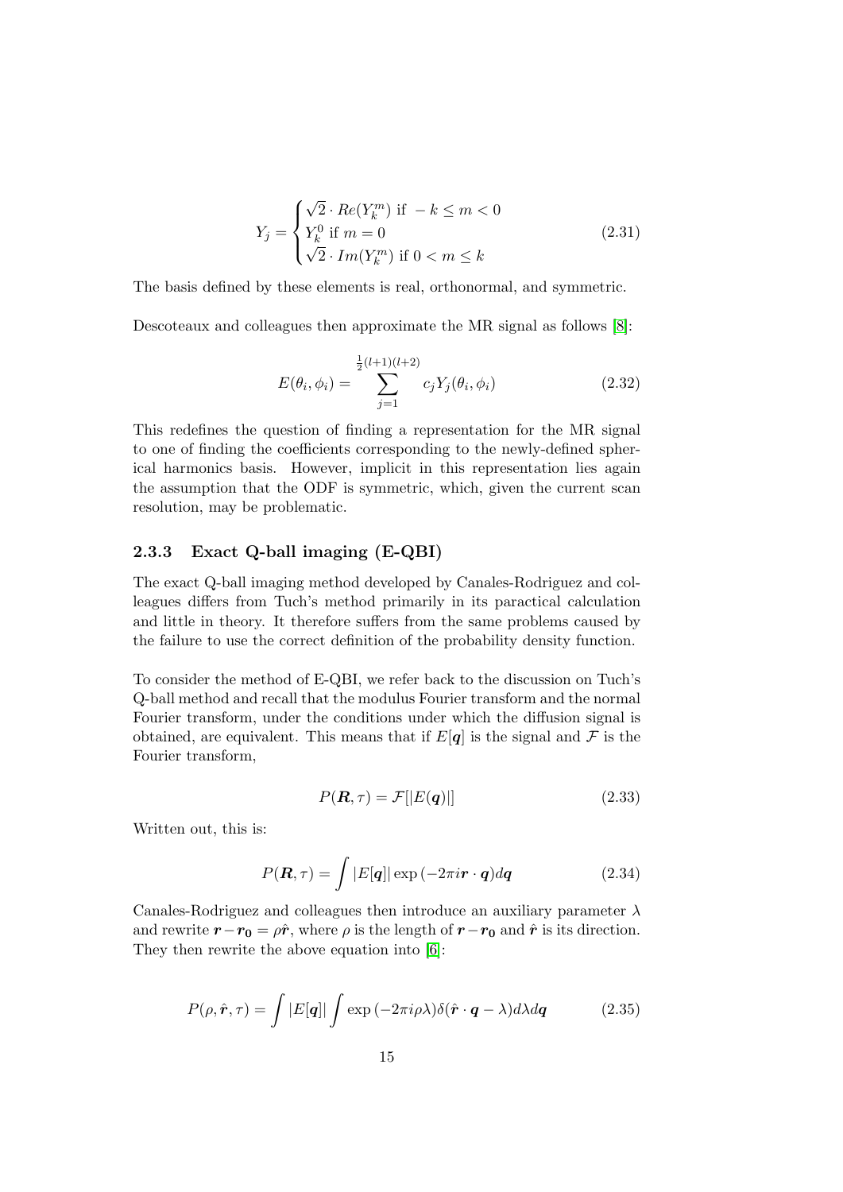$$Y_j = \begin{cases} \sqrt{2} \cdot Re(Y_k^m) \text{ if } -k \leq m < 0 \\ Y_k^0 \text{ if } m = 0 \\ \sqrt{2} \cdot Im(Y_k^m) \text{ if } 0 < m \leq k \end{cases} \tag{2.31}$$

The basis defined by these elements is real, orthonormal, and symmetric.

Descoteaux and colleagues then approximate the MR signal as follows [8]:

$$E(\theta_i, \phi_i) = \sum_{j=1}^{\frac{1}{2}(l+1)(l+2)} c_j Y_j(\theta_i, \phi_i) \tag{2.32}$$

This redefines the question of finding a representation for the MR signal to one of finding the coefficients corresponding to the newly-defined spherical harmonics basis. However, implicit in this representation lies again the assumption that the ODF is symmetric, which, given the current scan resolution, may be problematic.

### 2.3.3 Exact Q-ball imaging (E-QBI)

The exact Q-ball imaging method developed by Canales-Rodriguez and colleagues differs from Tuch's method primarily in its paractical calculation and little in theory. It therefore suffers from the same problems caused by the failure to use the correct definition of the probability density function.

To consider the method of E-QBI, we refer back to the discussion on Tuch's Q-ball method and recall that the modulus Fourier transform and the normal Fourier transform, under the conditions under which the diffusion signal is obtained, are equivalent. This means that if $E[\boldsymbol{q}]$ is the signal and $\mathcal{F}$ is the Fourier transform,

$$P(\boldsymbol{R}, \tau) = \mathcal{F}[|E(\boldsymbol{q})|] \tag{2.33}$$

Written out, this is:

$$P(\boldsymbol{R}, \tau) = \int |E[\boldsymbol{q}]| \exp(-2\pi i \boldsymbol{r} \cdot \boldsymbol{q}) d\boldsymbol{q} \tag{2.34}$$

Canales-Rodriguez and colleagues then introduce an auxiliary parameter $\lambda$ and rewrite $\boldsymbol{r} - \boldsymbol{r_0} = \rho \hat{\boldsymbol{r}}$, where $\rho$ is the length of $\boldsymbol{r} - \boldsymbol{r_0}$ and $\hat{\boldsymbol{r}}$ is its direction. They then rewrite the above equation into [6]:

$$P(\rho, \hat{\boldsymbol{r}}, \tau) = \int |E[\boldsymbol{q}]| \int \exp(-2\pi i \rho \lambda) \delta(\hat{\boldsymbol{r}} \cdot \boldsymbol{q} - \lambda) d\lambda d\boldsymbol{q} \tag{2.35}$$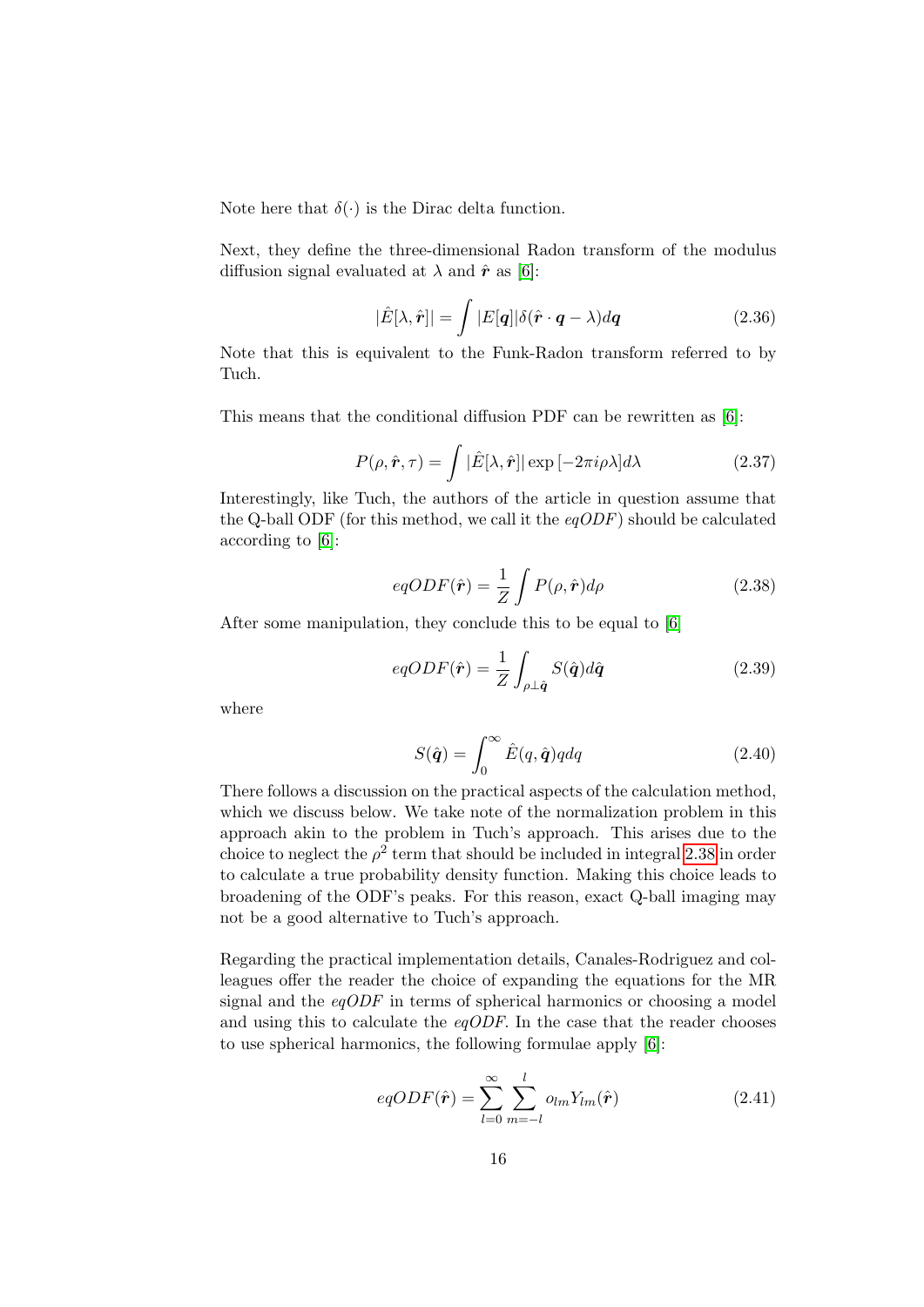Note here that $\delta(\cdot)$ is the Dirac delta function.

Next, they define the three-dimensional Radon transform of the modulus diffusion signal evaluated at $\lambda$ and $\hat{\boldsymbol{r}}$ as [6]:

$$|\hat{E}[\lambda, \hat{\boldsymbol{r}}]| = \int |E[\boldsymbol{q}]| \delta(\hat{\boldsymbol{r}} \cdot \boldsymbol{q} - \lambda) d\boldsymbol{q} \tag{2.36}$$

Note that this is equivalent to the Funk-Radon transform referred to by Tuch.

This means that the conditional diffusion PDF can be rewritten as [6]:

$$P(\rho, \hat{\boldsymbol{r}}, \tau) = \int |\hat{E}[\lambda, \hat{\boldsymbol{r}}]| \exp\left[-2\pi i \rho \lambda\right] d\lambda \tag{2.37}$$

Interestingly, like Tuch, the authors of the article in question assume that the Q-ball ODF (for this method, we call it the *eqODF*) should be calculated according to [6]:

$$eqODF(\hat{\boldsymbol{r}}) = \frac{1}{Z} \int P(\rho, \hat{\boldsymbol{r}}) d\rho \tag{2.38}$$

After some manipulation, they conclude this to be equal to [6]

$$eqODF(\hat{\boldsymbol{r}}) = \frac{1}{Z} \int_{\rho \perp \hat{\boldsymbol{q}}} S(\hat{\boldsymbol{q}}) d\hat{\boldsymbol{q}} \tag{2.39}$$

where

$$S(\hat{\boldsymbol{q}}) = \int_0^\infty \hat{E}(q, \hat{\boldsymbol{q}}) q dq \tag{2.40}$$

There follows a discussion on the practical aspects of the calculation method, which we discuss below. We take note of the normalization problem in this approach akin to the problem in Tuch's approach. This arises due to the choice to neglect the $\rho^2$ term that should be included in integral 2.38 in order to calculate a true probability density function. Making this choice leads to broadening of the ODF's peaks. For this reason, exact Q-ball imaging may not be a good alternative to Tuch's approach.

Regarding the practical implementation details, Canales-Rodriguez and colleagues offer the reader the choice of expanding the equations for the MR signal and the *eqODF* in terms of spherical harmonics or choosing a model and using this to calculate the *eqODF*. In the case that the reader chooses to use spherical harmonics, the following formulae apply [6]:

$$eqODF(\hat{\boldsymbol{r}}) = \sum_{l=0}^{\infty} \sum_{m=-l}^{l} o_{lm} Y_{lm}(\hat{\boldsymbol{r}}) \tag{2.41}$$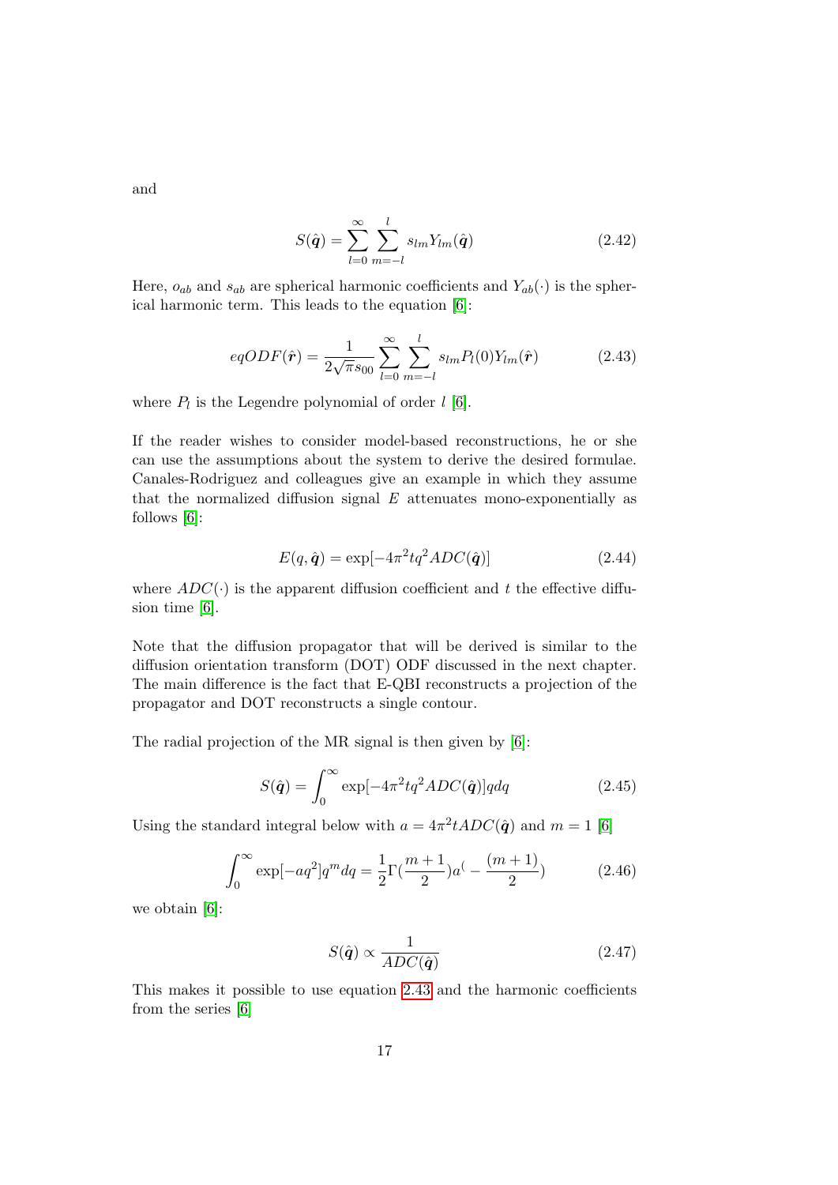and

$$S(\hat{\boldsymbol{q}}) = \sum_{l=0}^{\infty} \sum_{m=-l}^{l} s_{lm} Y_{lm}(\hat{\boldsymbol{q}}) \tag{2.42}$$

Here, $o_{ab}$ and $s_{ab}$ are spherical harmonic coefficients and $Y_{ab}(\cdot)$ is the spherical harmonic term. This leads to the equation [6]:

$$eqODF(\hat{\boldsymbol{r}}) = \frac{1}{2\sqrt{\pi} s_{00}} \sum_{l=0}^{\infty} \sum_{m=-l}^{l} s_{lm} P_l(0) Y_{lm}(\hat{\boldsymbol{r}}) \tag{2.43}$$

where $P_l$ is the Legendre polynomial of order $l$ [6].

If the reader wishes to consider model-based reconstructions, he or she can use the assumptions about the system to derive the desired formulae. Canales-Rodriguez and colleagues give an example in which they assume that the normalized diffusion signal $E$ attenuates mono-exponentially as follows [6]:

$$E(q, \hat{\boldsymbol{q}}) = \exp[-4\pi^2 t q^2 ADC(\hat{\boldsymbol{q}})] \tag{2.44}$$

where $ADC(\cdot)$ is the apparent diffusion coefficient and $t$ the effective diffusion time [6].

Note that the diffusion propagator that will be derived is similar to the diffusion orientation transform (DOT) ODF discussed in the next chapter. The main difference is the fact that E-QBI reconstructs a projection of the propagator and DOT reconstructs a single contour.

The radial projection of the MR signal is then given by [6]:

$$S(\hat{\boldsymbol{q}}) = \int_0^{\infty} \exp[-4\pi^2 t q^2 ADC(\hat{\boldsymbol{q}})] q dq \tag{2.45}$$

Using the standard integral below with $a = 4\pi^2 t ADC(\hat{\boldsymbol{q}})$ and $m = 1$ [6]

$$\int_0^{\infty} \exp[-aq^2] q^m dq = \frac{1}{2}\Gamma(\frac{m+1}{2}) a^( - \frac{(m+1)}{2}) \tag{2.46}$$

we obtain [6]:

$$S(\hat{\boldsymbol{q}}) \propto \frac{1}{ADC(\hat{\boldsymbol{q}})} \tag{2.47}$$

This makes it possible to use equation 2.43 and the harmonic coefficients from the series [6]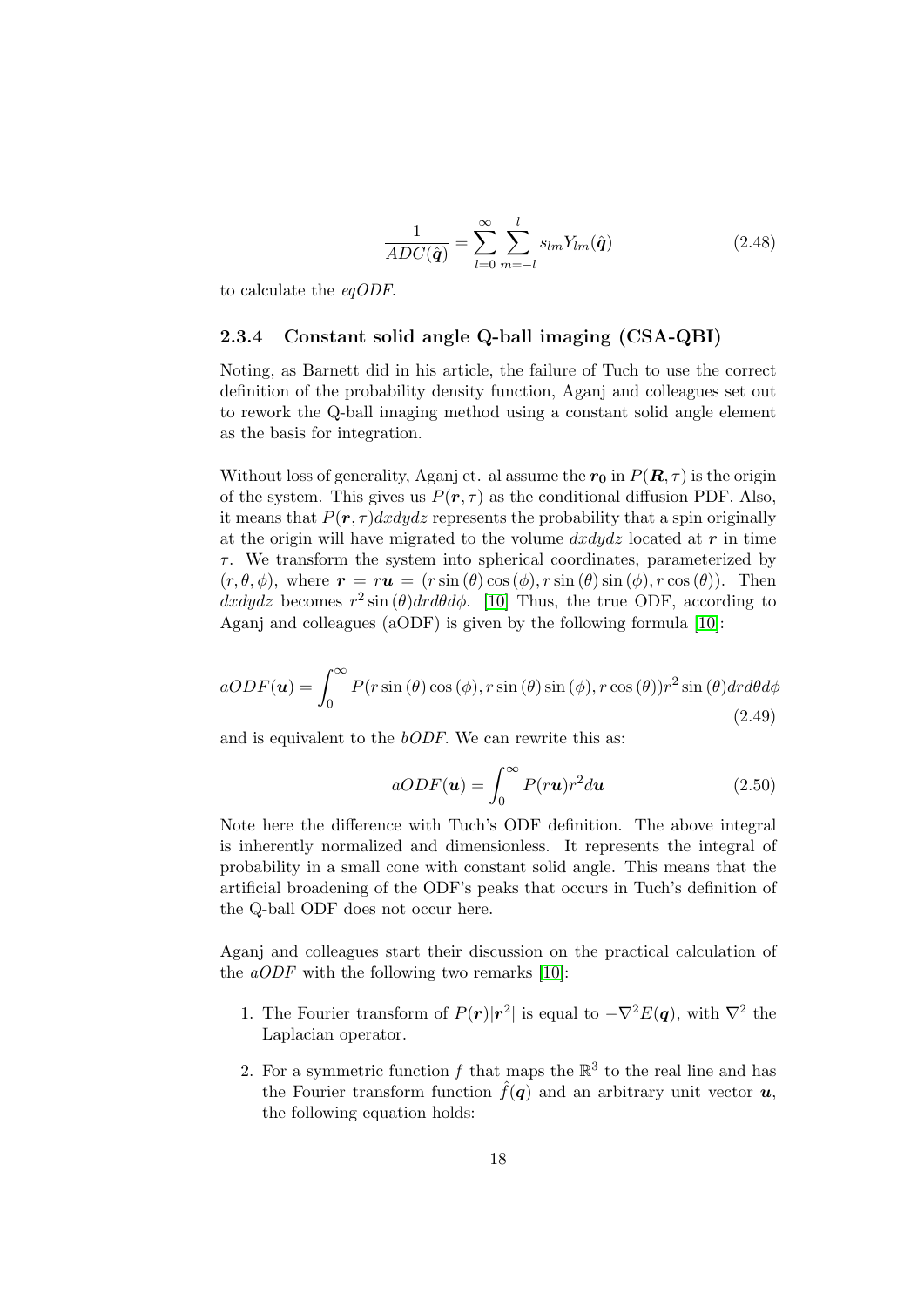$$\frac{1}{ADC(\hat{\boldsymbol{q}})} = \sum_{l=0}^{\infty} \sum_{m=-l}^{l} s_{lm} Y_{lm}(\hat{\boldsymbol{q}}) \tag{2.48}$$

to calculate the *eqODF*.

### 2.3.4 Constant solid angle Q-ball imaging (CSA-QBI)

Noting, as Barnett did in his article, the failure of Tuch to use the correct definition of the probability density function, Aganj and colleagues set out to rework the Q-ball imaging method using a constant solid angle element as the basis for integration.

Without loss of generality, Aganj et. al assume the $\boldsymbol{r_0}$ in $P(\boldsymbol{R}, \tau)$ is the origin of the system. This gives us $P(\boldsymbol{r}, \tau)$ as the conditional diffusion PDF. Also, it means that $P(\boldsymbol{r}, \tau)dxdydz$ represents the probability that a spin originally at the origin will have migrated to the volume $dxdydz$ located at $\boldsymbol{r}$ in time $\tau$. We transform the system into spherical coordinates, parameterized by $(r, \theta, \phi)$, where $\boldsymbol{r} = r\boldsymbol{u} = (r\sin(\theta)\cos(\phi), r\sin(\theta)\sin(\phi), r\cos(\theta))$. Then $dxdydz$ becomes $r^2 \sin(\theta) dr d\theta d\phi$. [10] Thus, the true ODF, according to Aganj and colleagues (aODF) is given by the following formula [10]:

$$aODF(\boldsymbol{u}) = \int_0^\infty P(r\sin(\theta)\cos(\phi), r\sin(\theta)\sin(\phi), r\cos(\theta)) r^2 \sin(\theta) dr d\theta d\phi \tag{2.49}$$

and is equivalent to the *bODF*. We can rewrite this as:

$$aODF(\boldsymbol{u}) = \int_0^\infty P(r\boldsymbol{u}) r^2 d\boldsymbol{u} \tag{2.50}$$

Note here the difference with Tuch's ODF definition. The above integral is inherently normalized and dimensionless. It represents the integral of probability in a small cone with constant solid angle. This means that the artificial broadening of the ODF's peaks that occurs in Tuch's definition of the Q-ball ODF does not occur here.

Aganj and colleagues start their discussion on the practical calculation of the *aODF* with the following two remarks [10]:

1. The Fourier transform of $P(\boldsymbol{r})|\boldsymbol{r}^2|$ is equal to $-\nabla^2 E(\boldsymbol{q})$, with $\nabla^2$ the Laplacian operator.
2. For a symmetric function $f$ that maps the $\mathbb{R}^3$ to the real line and has the Fourier transform function $\hat{f}(\boldsymbol{q})$ and an arbitrary unit vector $\boldsymbol{u}$, the following equation holds: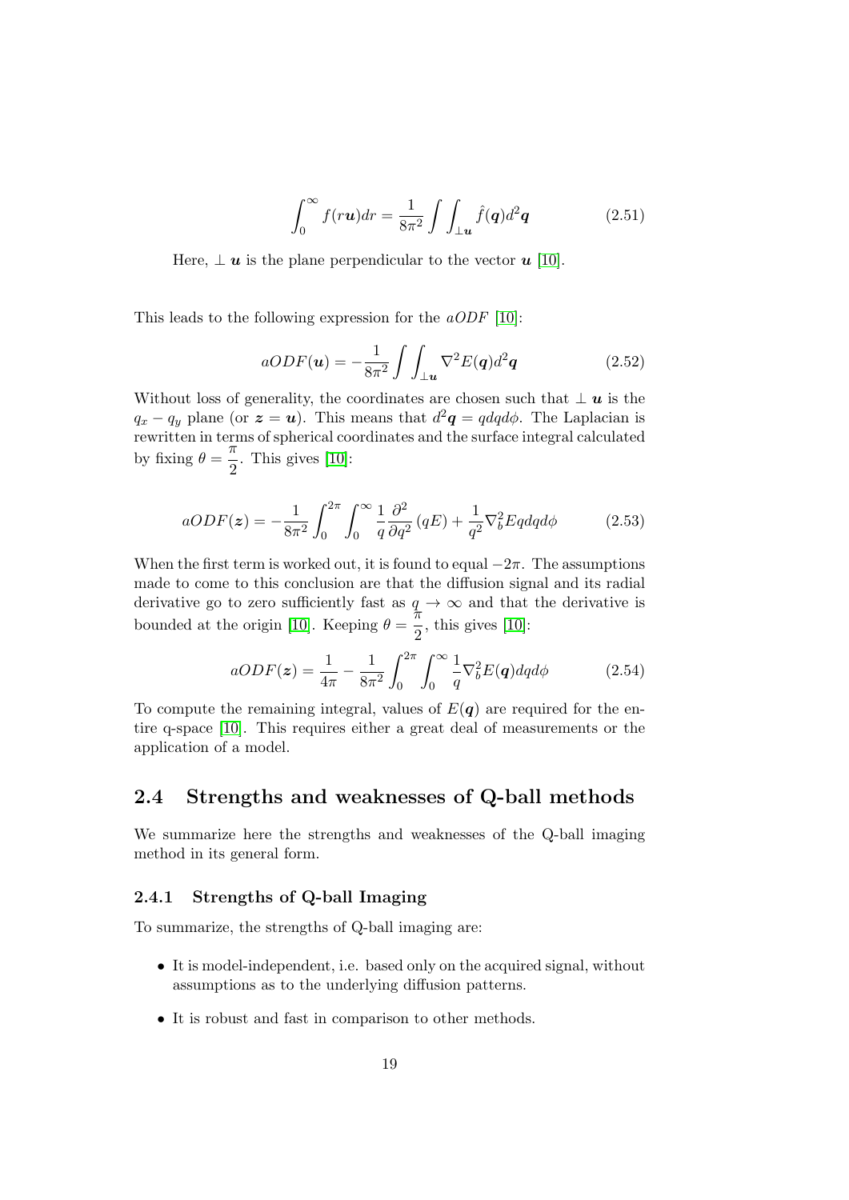$$\int_0^\infty f(r\boldsymbol{u})dr = \frac{1}{8\pi^2}\int\int_{\perp\boldsymbol{u}} \hat{f}(\boldsymbol{q})d^2\boldsymbol{q} \tag{2.51}$$

Here, $\perp \boldsymbol{u}$ is the plane perpendicular to the vector $\boldsymbol{u}$ [10].

This leads to the following expression for the $aODF$ [10]:

$$aODF(\boldsymbol{u}) = -\frac{1}{8\pi^2}\int\int_{\perp\boldsymbol{u}} \nabla^2 E(\boldsymbol{q})d^2\boldsymbol{q} \tag{2.52}$$

Without loss of generality, the coordinates are chosen such that $\perp \boldsymbol{u}$ is the $q_x - q_y$ plane (or $\boldsymbol{z} = \boldsymbol{u}$). This means that $d^2\boldsymbol{q} = qdqd\phi$. The Laplacian is rewritten in terms of spherical coordinates and the surface integral calculated by fixing $\theta = \frac{\pi}{2}$. This gives [10]:

$$aODF(\boldsymbol{z}) = -\frac{1}{8\pi^2}\int_0^{2\pi}\int_0^\infty \frac{1}{q}\frac{\partial^2}{\partial q^2}(qE) + \frac{1}{q^2}\nabla_b^2 E qdqd\phi \tag{2.53}$$

When the first term is worked out, it is found to equal $-2\pi$. The assumptions made to come to this conclusion are that the diffusion signal and its radial derivative go to zero sufficiently fast as $q \to \infty$ and that the derivative is bounded at the origin [10]. Keeping $\theta = \frac{\pi}{2}$, this gives [10]:

$$aODF(\boldsymbol{z}) = \frac{1}{4\pi} - \frac{1}{8\pi^2}\int_0^{2\pi}\int_0^\infty \frac{1}{q}\nabla_b^2 E(\boldsymbol{q})dqd\phi \tag{2.54}$$

To compute the remaining integral, values of $E(\boldsymbol{q})$ are required for the entire q-space [10]. This requires either a great deal of measurements or the application of a model.

## 2.4 Strengths and weaknesses of Q-ball methods

We summarize here the strengths and weaknesses of the Q-ball imaging method in its general form.

### 2.4.1 Strengths of Q-ball Imaging

To summarize, the strengths of Q-ball imaging are:

- It is model-independent, i.e. based only on the acquired signal, without assumptions as to the underlying diffusion patterns.
- It is robust and fast in comparison to other methods.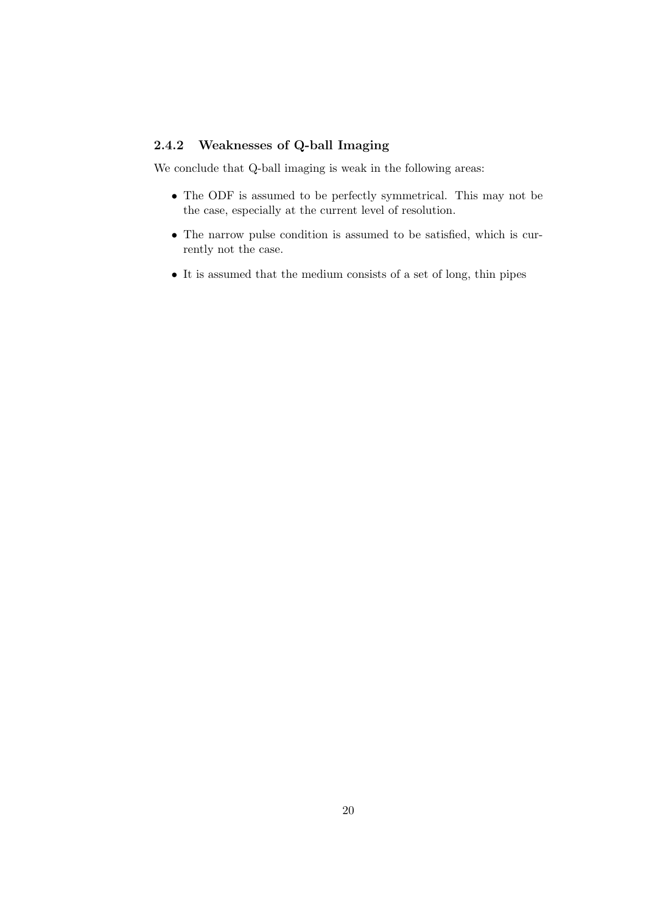### 2.4.2 Weaknesses of Q-ball Imaging

We conclude that Q-ball imaging is weak in the following areas:

- The ODF is assumed to be perfectly symmetrical. This may not be the case, especially at the current level of resolution.
- The narrow pulse condition is assumed to be satisfied, which is currently not the case.
- It is assumed that the medium consists of a set of long, thin pipes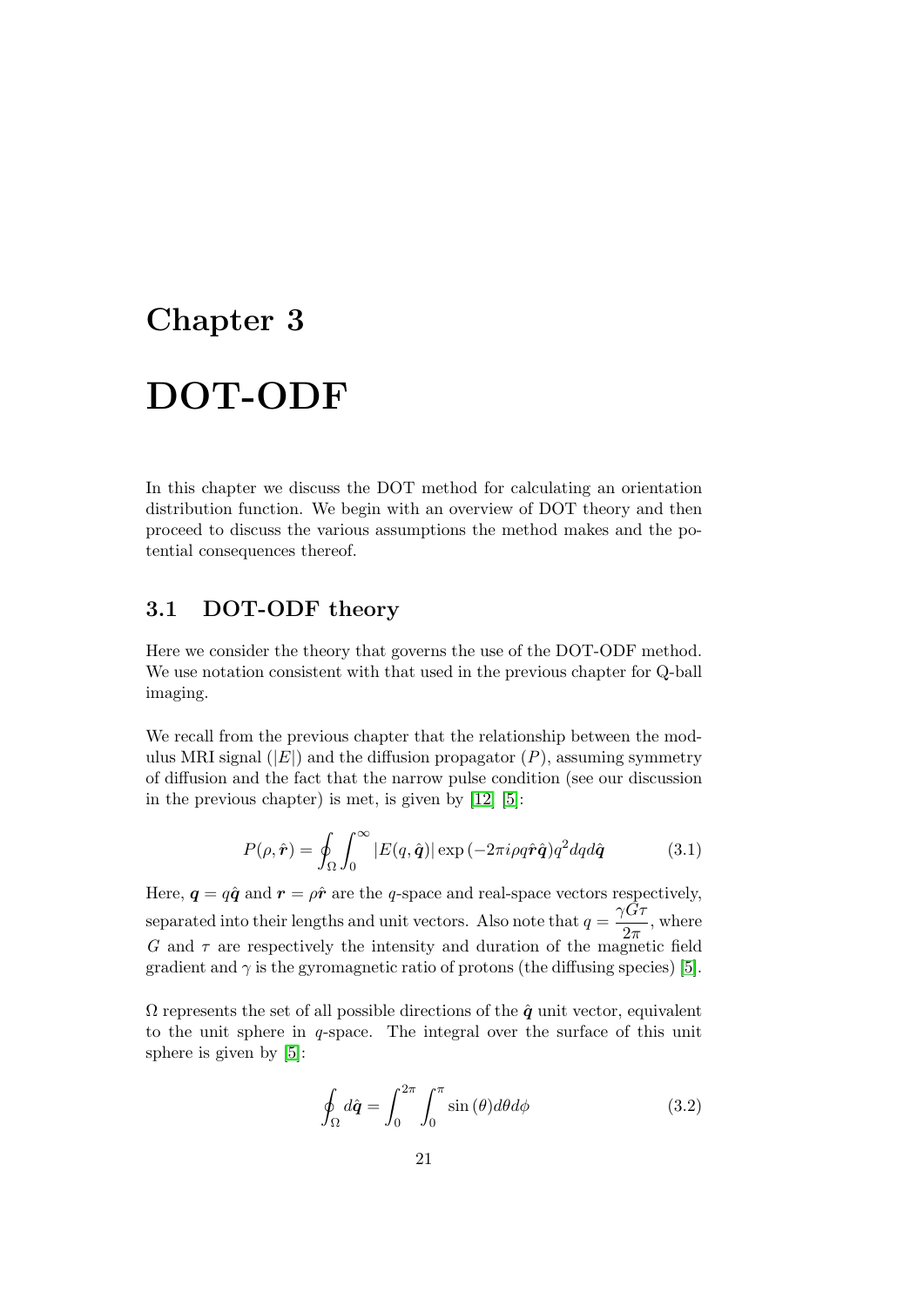# Chapter 3

# DOT-ODF

In this chapter we discuss the DOT method for calculating an orientation distribution function. We begin with an overview of DOT theory and then proceed to discuss the various assumptions the method makes and the potential consequences thereof.

## 3.1 DOT-ODF theory

Here we consider the theory that governs the use of the DOT-ODF method. We use notation consistent with that used in the previous chapter for Q-ball imaging.

We recall from the previous chapter that the relationship between the modulus MRI signal ($|E|$) and the diffusion propagator ($P$), assuming symmetry of diffusion and the fact that the narrow pulse condition (see our discussion in the previous chapter) is met, is given by [12] [5]:

$$P(\rho, \hat{\boldsymbol{r}}) = \oint_{\Omega} \int_{0}^{\infty} |E(q, \hat{\boldsymbol{q}})| \exp\left(-2\pi i \rho q \hat{\boldsymbol{r}} \hat{\boldsymbol{q}}\right) q^2 dq d\hat{\boldsymbol{q}} \tag{3.1}$$

Here, $\boldsymbol{q} = q\hat{\boldsymbol{q}}$ and $\boldsymbol{r} = \rho\hat{\boldsymbol{r}}$ are the $q$-space and real-space vectors respectively, separated into their lengths and unit vectors. Also note that $q = \dfrac{\gamma G \tau}{2\pi}$, where $G$ and $\tau$ are respectively the intensity and duration of the magnetic field gradient and $\gamma$ is the gyromagnetic ratio of protons (the diffusing species) [5].

$\Omega$ represents the set of all possible directions of the $\hat{\boldsymbol{q}}$ unit vector, equivalent to the unit sphere in $q$-space. The integral over the surface of this unit sphere is given by [5]:

$$\oint_{\Omega} d\hat{\boldsymbol{q}} = \int_{0}^{2\pi} \int_{0}^{\pi} \sin(\theta) d\theta d\phi \tag{3.2}$$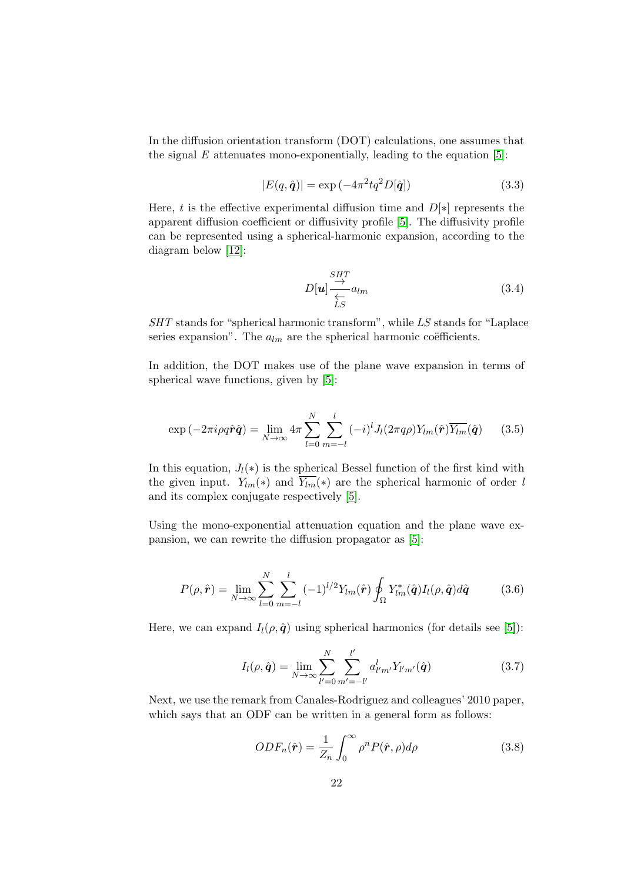In the diffusion orientation transform (DOT) calculations, one assumes that the signal $E$ attenuates mono-exponentially, leading to the equation [5]:

$$|E(q, \hat{\boldsymbol{q}})| = \exp\left(-4\pi^2 t q^2 D[\hat{\boldsymbol{q}}]\right) \tag{3.3}$$

Here, $t$ is the effective experimental diffusion time and $D[*]$ represents the apparent diffusion coefficient or diffusivity profile [5]. The diffusivity profile can be represented using a spherical-harmonic expansion, according to the diagram below [12]:

$$D[\boldsymbol{u}] \underset{LS}{\overset{SHT}{\rightleftarrows}} a_{lm} \tag{3.4}$$

*SHT* stands for "spherical harmonic transform", while *LS* stands for "Laplace series expansion". The $a_{lm}$ are the spherical harmonic coëfficients.

In addition, the DOT makes use of the plane wave expansion in terms of spherical wave functions, given by [5]:

$$\exp\left(-2\pi i \rho q \hat{\boldsymbol{r}} \hat{\boldsymbol{q}}\right) = \lim_{N \to \infty} 4\pi \sum_{l=0}^{N} \sum_{m=-l}^{l} (-i)^l J_l(2\pi q \rho) Y_{lm}(\hat{\boldsymbol{r}}) \overline{Y_{lm}}(\hat{\boldsymbol{q}}) \tag{3.5}$$

In this equation, $J_l(*)$ is the spherical Bessel function of the first kind with the given input. $Y_{lm}(*)$ and $\overline{Y_{lm}}(*)$ are the spherical harmonic of order $l$ and its complex conjugate respectively [5].

Using the mono-exponential attenuation equation and the plane wave expansion, we can rewrite the diffusion propagator as [5]:

$$P(\rho, \hat{\boldsymbol{r}}) = \lim_{N \to \infty} \sum_{l=0}^{N} \sum_{m=-l}^{l} (-1)^{l/2} Y_{lm}(\hat{\boldsymbol{r}}) \oint_{\Omega} Y_{lm}^{*}(\hat{\boldsymbol{q}}) I_l(\rho, \hat{\boldsymbol{q}}) d\hat{\boldsymbol{q}} \tag{3.6}$$

Here, we can expand $I_l(\rho, \hat{\boldsymbol{q}})$ using spherical harmonics (for details see [5]):

$$I_l(\rho, \hat{\boldsymbol{q}}) = \lim_{N \to \infty} \sum_{l'=0}^{N} \sum_{m'=-l'}^{l'} a_{l'm'}^{l} Y_{l'm'}(\hat{\boldsymbol{q}}) \tag{3.7}$$

Next, we use the remark from Canales-Rodriguez and colleagues' 2010 paper, which says that an ODF can be written in a general form as follows:

$$ODF_n(\hat{\boldsymbol{r}}) = \frac{1}{Z_n} \int_0^{\infty} \rho^n P(\hat{\boldsymbol{r}}, \rho) d\rho \tag{3.8}$$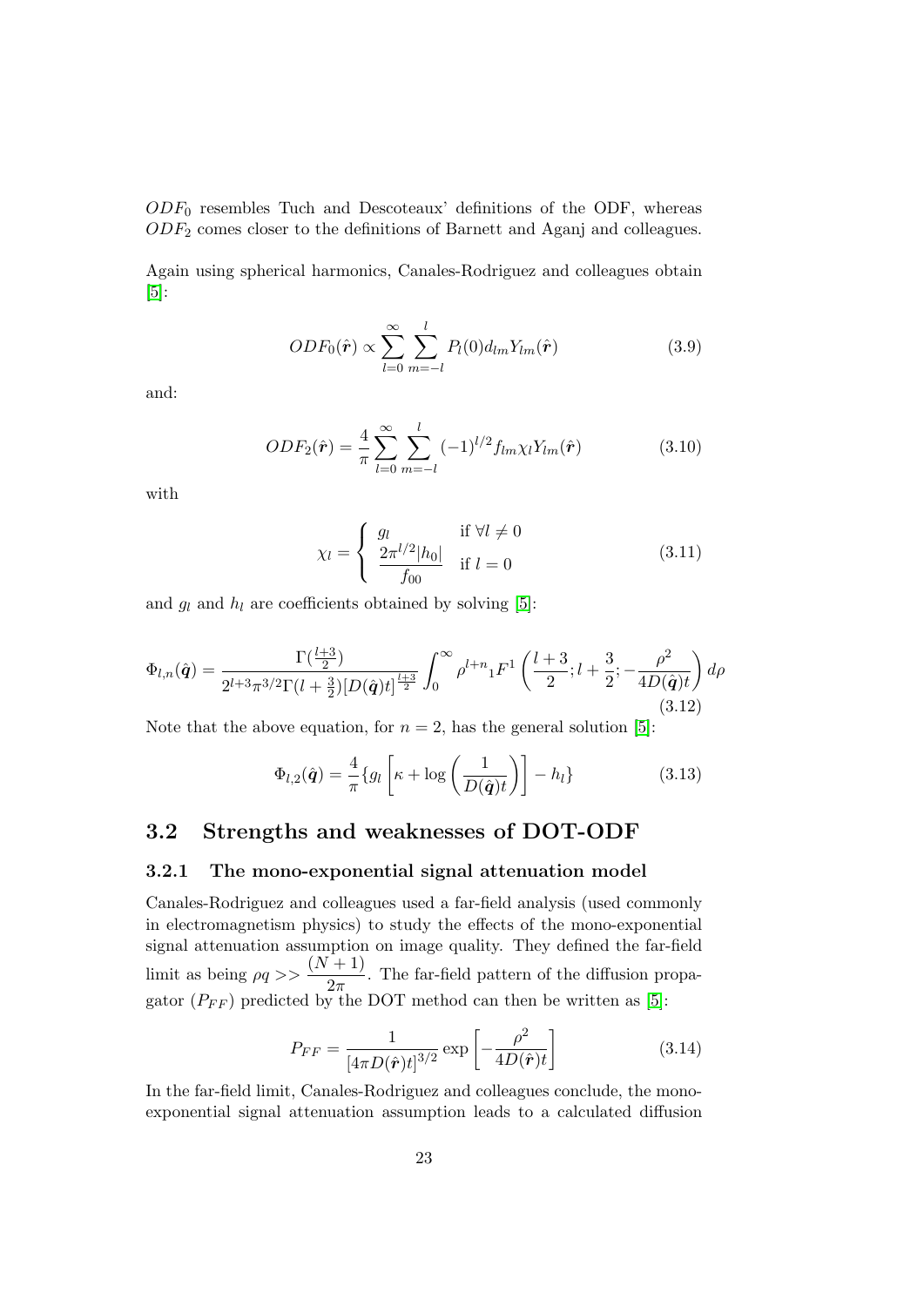$ODF_0$ resembles Tuch and Descoteaux' definitions of the ODF, whereas $ODF_2$ comes closer to the definitions of Barnett and Aganj and colleagues.

Again using spherical harmonics, Canales-Rodriguez and colleagues obtain [5]:

$$ODF_0(\hat{\boldsymbol{r}}) \propto \sum_{l=0}^{\infty} \sum_{m=-l}^{l} P_l(0) d_{lm} Y_{lm}(\hat{\boldsymbol{r}}) \tag{3.9}$$

and:

$$ODF_2(\hat{\boldsymbol{r}}) = \frac{4}{\pi} \sum_{l=0}^{\infty} \sum_{m=-l}^{l} (-1)^{l/2} f_{lm} \chi_l Y_{lm}(\hat{\boldsymbol{r}}) \tag{3.10}$$

with

$$\chi_l = \begin{cases} g_l & \text{if } \forall l \neq 0 \\ \dfrac{2\pi^{l/2}|h_0|}{f_{00}} & \text{if } l = 0 \end{cases} \tag{3.11}$$

and $g_l$ and $h_l$ are coefficients obtained by solving [5]:

$$\Phi_{l,n}(\hat{\boldsymbol{q}}) = \frac{\Gamma(\frac{l+3}{2})}{2^{l+3}\pi^{3/2}\Gamma(l+\frac{3}{2})[D(\hat{\boldsymbol{q}})t]^{\frac{l+3}{2}}} \int_0^{\infty} \rho^{l+n} {}_1F^1\left(\frac{l+3}{2}; l+\frac{3}{2}; -\frac{\rho^2}{4D(\hat{\boldsymbol{q}})t}\right) d\rho \tag{3.12}$$

Note that the above equation, for $n = 2$, has the general solution [5]:

$$\Phi_{l,2}(\hat{\boldsymbol{q}}) = \frac{4}{\pi}\{g_l\left[\kappa + \log\left(\frac{1}{D(\hat{\boldsymbol{q}})t}\right)\right] - h_l\} \tag{3.13}$$

## 3.2 Strengths and weaknesses of DOT-ODF

### 3.2.1 The mono-exponential signal attenuation model

Canales-Rodriguez and colleagues used a far-field analysis (used commonly in electromagnetism physics) to study the effects of the mono-exponential signal attenuation assumption on image quality. They defined the far-field limit as being $\rho q >> \dfrac{(N+1)}{2\pi}$. The far-field pattern of the diffusion propagator ($P_{FF}$) predicted by the DOT method can then be written as [5]:

$$P_{FF} = \frac{1}{[4\pi D(\hat{\boldsymbol{r}})t]^{3/2}} \exp\left[-\frac{\rho^2}{4D(\hat{\boldsymbol{r}})t}\right] \tag{3.14}$$

In the far-field limit, Canales-Rodriguez and colleagues conclude, the mono-exponential signal attenuation assumption leads to a calculated diffusion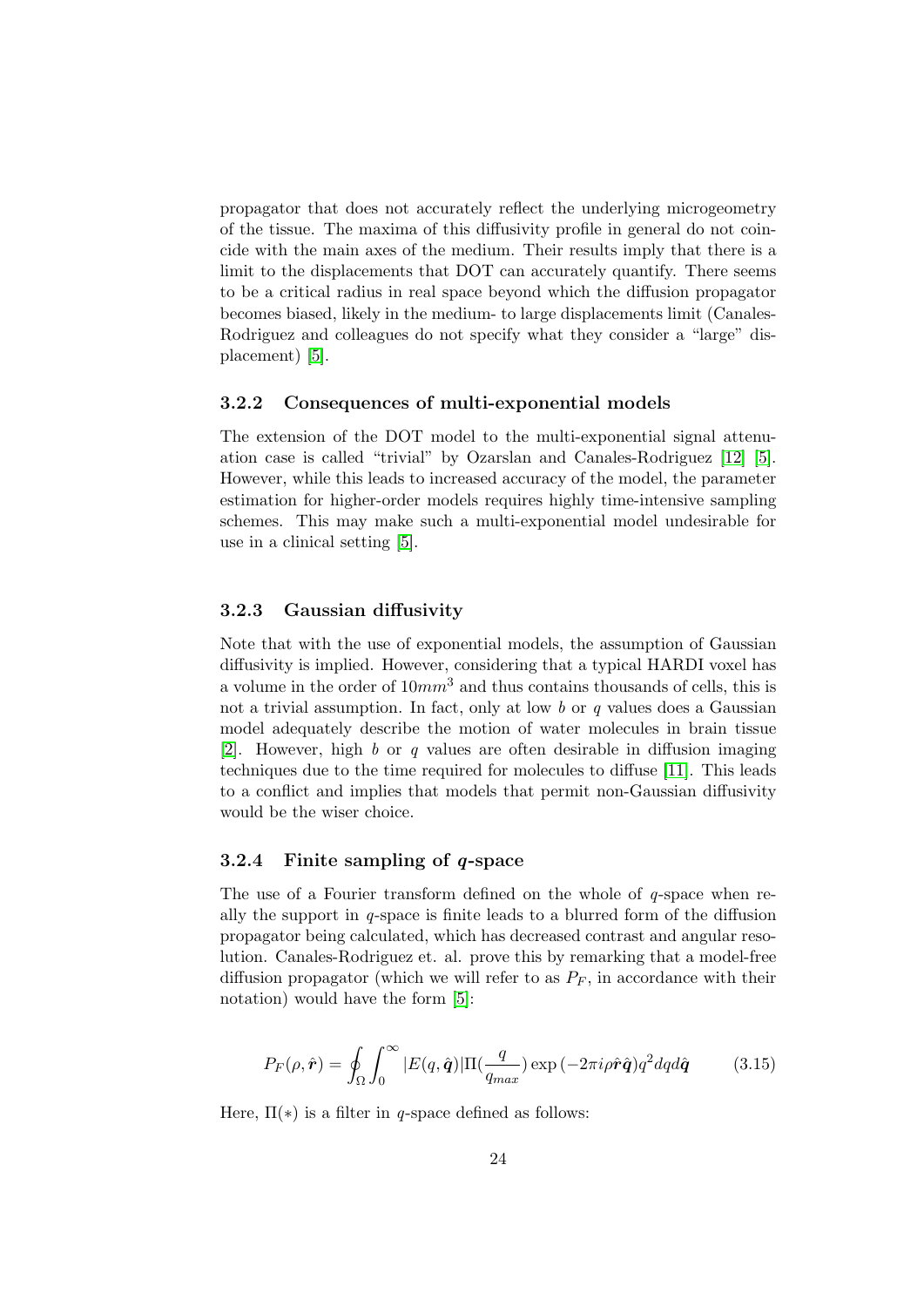propagator that does not accurately reflect the underlying microgeometry of the tissue. The maxima of this diffusivity profile in general do not coincide with the main axes of the medium. Their results imply that there is a limit to the displacements that DOT can accurately quantify. There seems to be a critical radius in real space beyond which the diffusion propagator becomes biased, likely in the medium- to large displacements limit (Canales-Rodriguez and colleagues do not specify what they consider a "large" displacement) [5].

### 3.2.2 Consequences of multi-exponential models

The extension of the DOT model to the multi-exponential signal attenuation case is called "trivial" by Ozarslan and Canales-Rodriguez [12] [5]. However, while this leads to increased accuracy of the model, the parameter estimation for higher-order models requires highly time-intensive sampling schemes. This may make such a multi-exponential model undesirable for use in a clinical setting [5].

### 3.2.3 Gaussian diffusivity

Note that with the use of exponential models, the assumption of Gaussian diffusivity is implied. However, considering that a typical HARDI voxel has a volume in the order of $10mm^3$ and thus contains thousands of cells, this is not a trivial assumption. In fact, only at low $b$ or $q$ values does a Gaussian model adequately describe the motion of water molecules in brain tissue [2]. However, high $b$ or $q$ values are often desirable in diffusion imaging techniques due to the time required for molecules to diffuse [11]. This leads to a conflict and implies that models that permit non-Gaussian diffusivity would be the wiser choice.

### 3.2.4 Finite sampling of $q$-space

The use of a Fourier transform defined on the whole of $q$-space when really the support in $q$-space is finite leads to a blurred form of the diffusion propagator being calculated, which has decreased contrast and angular resolution. Canales-Rodriguez et. al. prove this by remarking that a model-free diffusion propagator (which we will refer to as $P_F$, in accordance with their notation) would have the form [5]:

$$P_F(\rho, \hat{\boldsymbol{r}}) = \oint_{\Omega} \int_0^{\infty} |E(q, \hat{\boldsymbol{q}})| \Pi(\frac{q}{q_{max}}) \exp(-2\pi i \rho \hat{\boldsymbol{r}} \hat{\boldsymbol{q}}) q^2 dq d\hat{\boldsymbol{q}} \tag{3.15}$$

Here, $\Pi(*)$ is a filter in $q$-space defined as follows: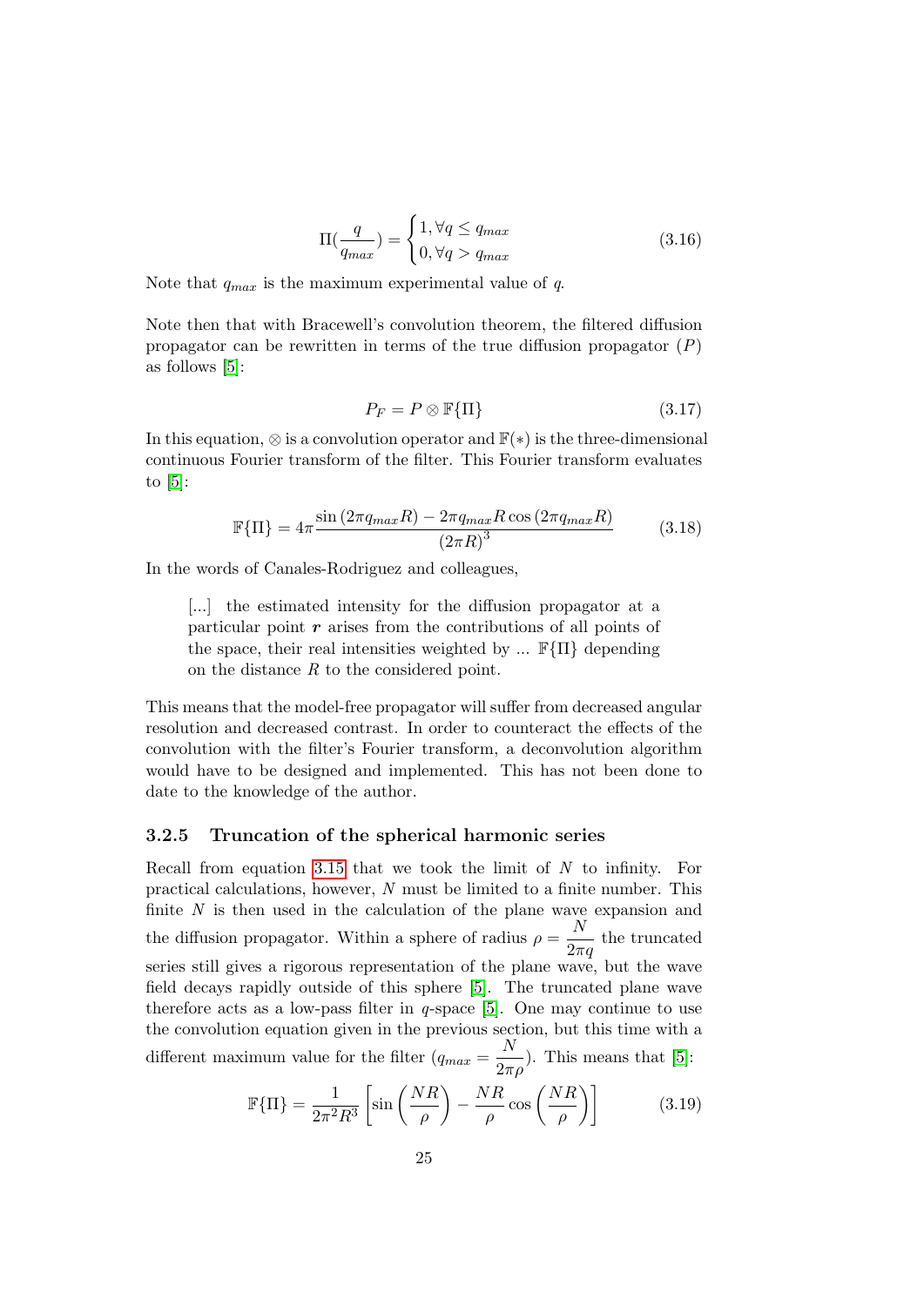$$\Pi(\frac{q}{q_{max}}) = \begin{cases} 1, \forall q \leq q_{max} \\ 0, \forall q > q_{max} \end{cases} \tag{3.16}$$

Note that $q_{max}$ is the maximum experimental value of $q$.

Note then that with Bracewell's convolution theorem, the filtered diffusion propagator can be rewritten in terms of the true diffusion propagator ($P$) as follows [5]:

$$P_F = P \otimes \mathbb{F}\{\Pi\} \tag{3.17}$$

In this equation, $\otimes$ is a convolution operator and $\mathbb{F}(*)$ is the three-dimensional continuous Fourier transform of the filter. This Fourier transform evaluates to [5]:

$$\mathbb{F}\{\Pi\} = 4\pi \frac{\sin(2\pi q_{max} R) - 2\pi q_{max} R \cos(2\pi q_{max} R)}{(2\pi R)^3} \tag{3.18}$$

In the words of Canales-Rodriguez and colleagues,

> [...] the estimated intensity for the diffusion propagator at a particular point $\boldsymbol{r}$ arises from the contributions of all points of the space, their real intensities weighted by ... $\mathbb{F}\{\Pi\}$ depending on the distance $R$ to the considered point.

This means that the model-free propagator will suffer from decreased angular resolution and decreased contrast. In order to counteract the effects of the convolution with the filter's Fourier transform, a deconvolution algorithm would have to be designed and implemented. This has not been done to date to the knowledge of the author.

### 3.2.5 Truncation of the spherical harmonic series

Recall from equation 3.15 that we took the limit of $N$ to infinity. For practical calculations, however, $N$ must be limited to a finite number. This finite $N$ is then used in the calculation of the plane wave expansion and the diffusion propagator. Within a sphere of radius $\rho = \frac{N}{2\pi q}$ the truncated series still gives a rigorous representation of the plane wave, but the wave field decays rapidly outside of this sphere [5]. The truncated plane wave therefore acts as a low-pass filter in $q$-space [5]. One may continue to use the convolution equation given in the previous section, but this time with a different maximum value for the filter ($q_{max} = \frac{N}{2\pi\rho}$). This means that [5]:

$$\mathbb{F}\{\Pi\} = \frac{1}{2\pi^2 R^3} \left[ \sin\left(\frac{NR}{\rho}\right) - \frac{NR}{\rho} \cos\left(\frac{NR}{\rho}\right) \right] \tag{3.19}$$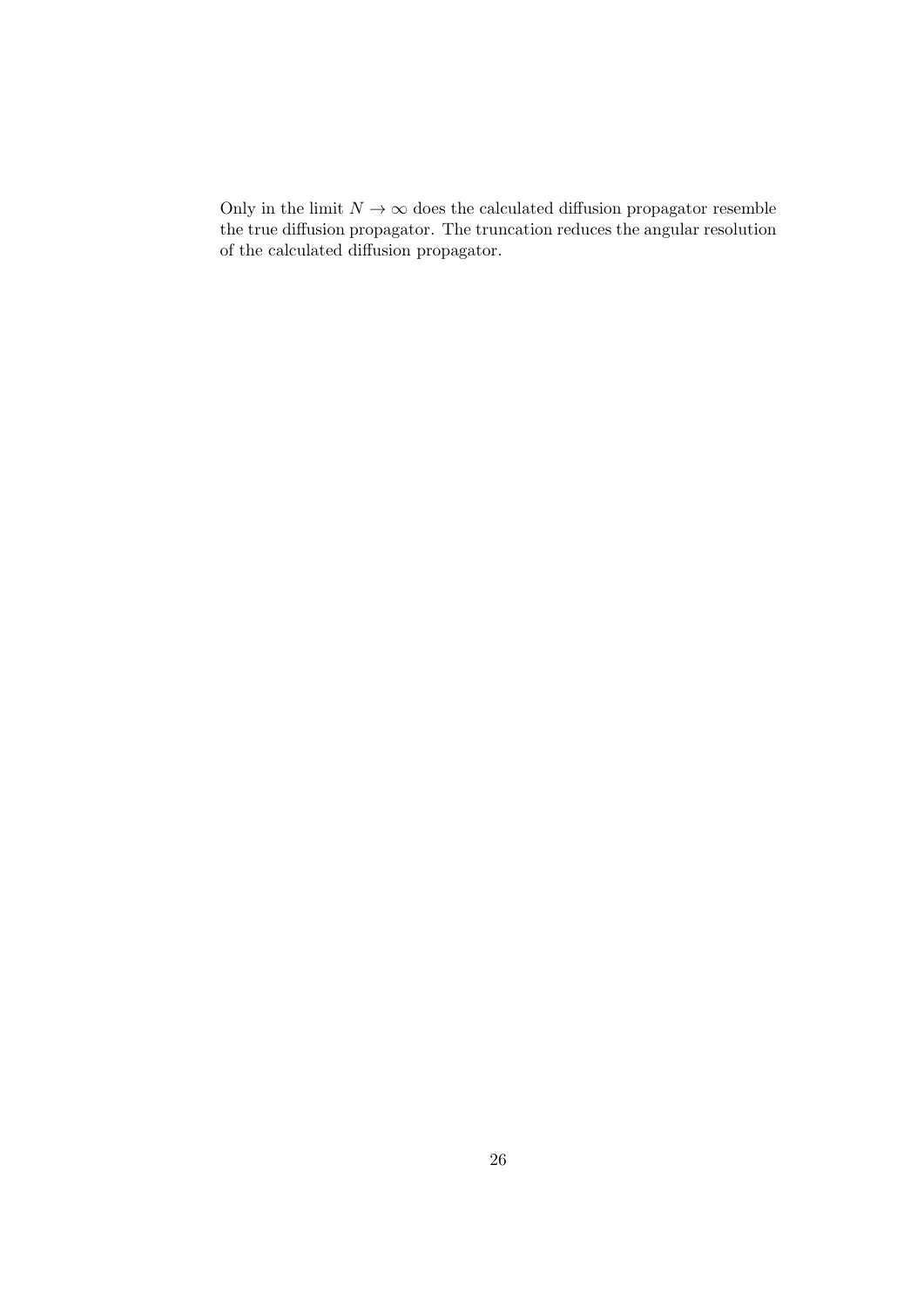Only in the limit $N \to \infty$ does the calculated diffusion propagator resemble the true diffusion propagator. The truncation reduces the angular resolution of the calculated diffusion propagator.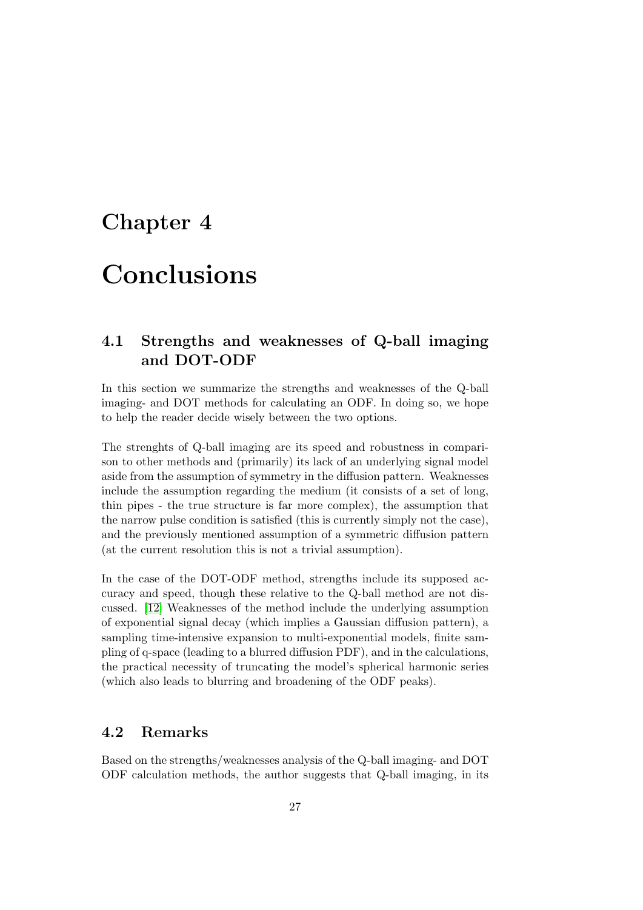# Chapter 4

# Conclusions

## 4.1 Strengths and weaknesses of Q-ball imaging and DOT-ODF

In this section we summarize the strengths and weaknesses of the Q-ball imaging- and DOT methods for calculating an ODF. In doing so, we hope to help the reader decide wisely between the two options.

The strenghts of Q-ball imaging are its speed and robustness in comparison to other methods and (primarily) its lack of an underlying signal model aside from the assumption of symmetry in the diffusion pattern. Weaknesses include the assumption regarding the medium (it consists of a set of long, thin pipes - the true structure is far more complex), the assumption that the narrow pulse condition is satisfied (this is currently simply not the case), and the previously mentioned assumption of a symmetric diffusion pattern (at the current resolution this is not a trivial assumption).

In the case of the DOT-ODF method, strengths include its supposed accuracy and speed, though these relative to the Q-ball method are not discussed. [12] Weaknesses of the method include the underlying assumption of exponential signal decay (which implies a Gaussian diffusion pattern), a sampling time-intensive expansion to multi-exponential models, finite sampling of q-space (leading to a blurred diffusion PDF), and in the calculations, the practical necessity of truncating the model's spherical harmonic series (which also leads to blurring and broadening of the ODF peaks).

## 4.2 Remarks

Based on the strengths/weaknesses analysis of the Q-ball imaging- and DOT ODF calculation methods, the author suggests that Q-ball imaging, in its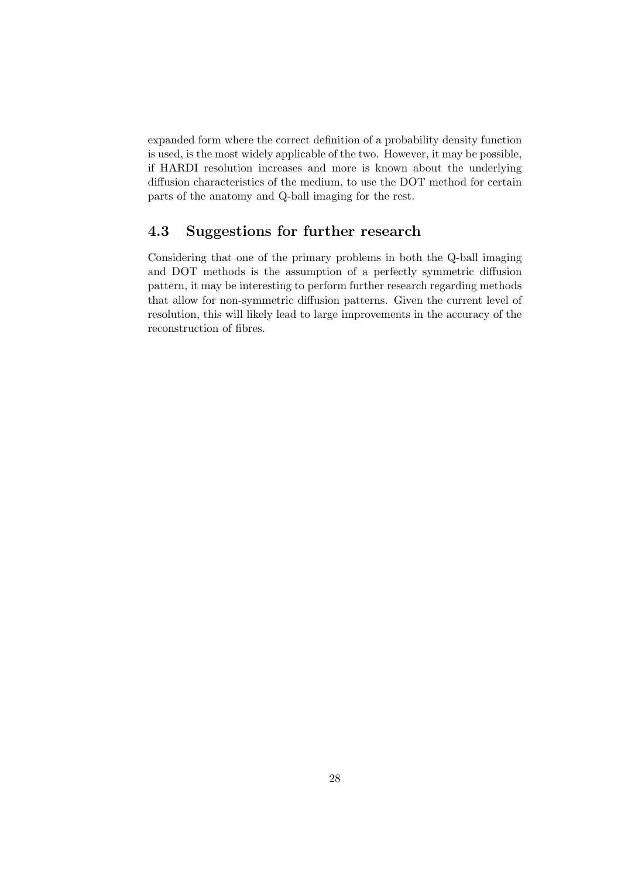expanded form where the correct definition of a probability density function is used, is the most widely applicable of the two. However, it may be possible, if HARDI resolution increases and more is known about the underlying diffusion characteristics of the medium, to use the DOT method for certain parts of the anatomy and Q-ball imaging for the rest.

## 4.3 Suggestions for further research

Considering that one of the primary problems in both the Q-ball imaging and DOT methods is the assumption of a perfectly symmetric diffusion pattern, it may be interesting to perform further research regarding methods that allow for non-symmetric diffusion patterns. Given the current level of resolution, this will likely lead to large improvements in the accuracy of the reconstruction of fibres.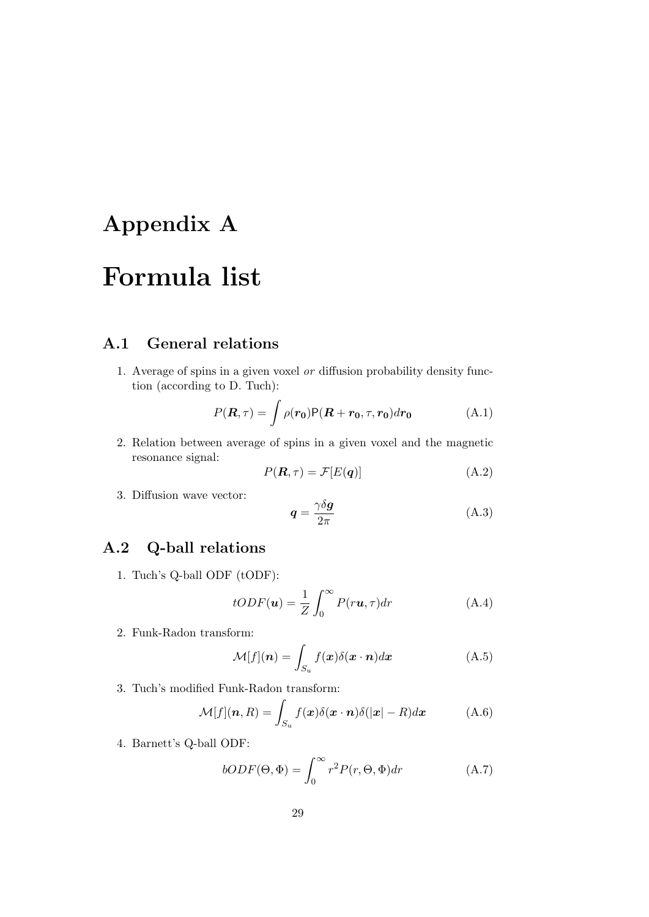# Appendix A

# Formula list

## A.1 General relations

1. Average of spins in a given voxel *or* diffusion probability density function (according to D. Tuch):

$$P(\boldsymbol{R}, \tau) = \int \rho(\boldsymbol{r_0}) \mathsf{P}(\boldsymbol{R} + \boldsymbol{r_0}, \tau, \boldsymbol{r_0}) d\boldsymbol{r_0} \tag{A.1}$$

2. Relation between average of spins in a given voxel and the magnetic resonance signal:

$$P(\boldsymbol{R}, \tau) = \mathcal{F}[E(\boldsymbol{q})] \tag{A.2}$$

3. Diffusion wave vector:

$$\boldsymbol{q} = \frac{\gamma \delta \boldsymbol{g}}{2\pi} \tag{A.3}$$

## A.2 Q-ball relations

1. Tuch's Q-ball ODF (tODF):

$$tODF(\boldsymbol{u}) = \frac{1}{Z} \int_0^\infty P(r\boldsymbol{u}, \tau) dr \tag{A.4}$$

2. Funk-Radon transform:

$$\mathcal{M}[f](\boldsymbol{n}) = \int_{S_u} f(\boldsymbol{x}) \delta(\boldsymbol{x} \cdot \boldsymbol{n}) d\boldsymbol{x} \tag{A.5}$$

3. Tuch's modified Funk-Radon transform:

$$\mathcal{M}[f](\boldsymbol{n}, R) = \int_{S_u} f(\boldsymbol{x}) \delta(\boldsymbol{x} \cdot \boldsymbol{n}) \delta(|\boldsymbol{x}| - R) d\boldsymbol{x} \tag{A.6}$$

4. Barnett's Q-ball ODF:

$$bODF(\Theta, \Phi) = \int_0^\infty r^2 P(r, \Theta, \Phi) dr \tag{A.7}$$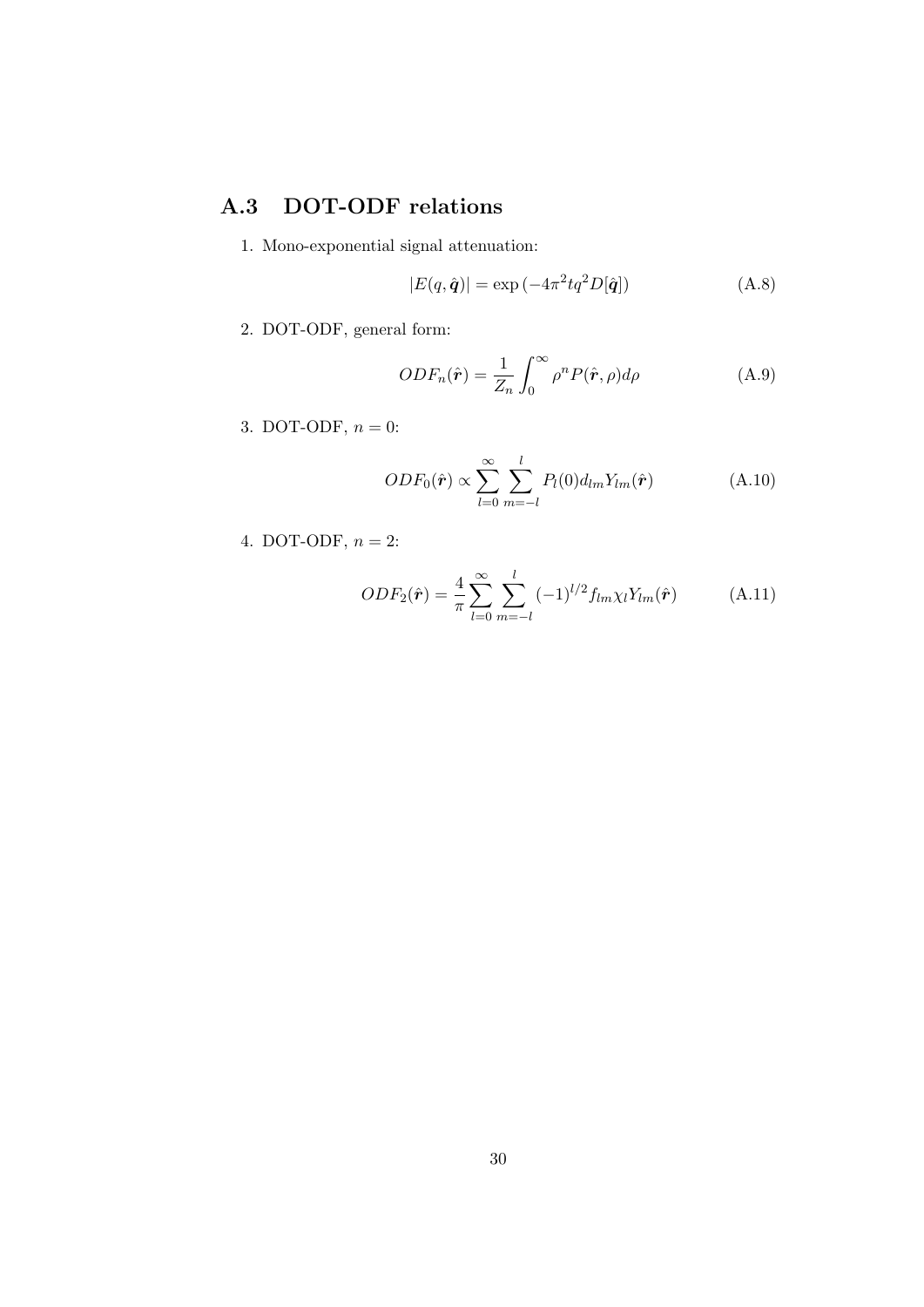## A.3 DOT-ODF relations

1. Mono-exponential signal attenuation:

$$|E(q, \hat{\boldsymbol{q}})| = \exp\left(-4\pi^2 t q^2 D[\hat{\boldsymbol{q}}]\right) \tag{A.8}$$

2. DOT-ODF, general form:

$$ODF_n(\hat{\boldsymbol{r}}) = \frac{1}{Z_n} \int_0^\infty \rho^n P(\hat{\boldsymbol{r}}, \rho) d\rho \tag{A.9}$$

3. DOT-ODF, $n = 0$:

$$ODF_0(\hat{\boldsymbol{r}}) \propto \sum_{l=0}^{\infty} \sum_{m=-l}^{l} P_l(0) d_{lm} Y_{lm}(\hat{\boldsymbol{r}}) \tag{A.10}$$

4. DOT-ODF, $n = 2$:

$$ODF_2(\hat{\boldsymbol{r}}) = \frac{4}{\pi} \sum_{l=0}^{\infty} \sum_{m=-l}^{l} (-1)^{l/2} f_{lm} \chi_l Y_{lm}(\hat{\boldsymbol{r}}) \tag{A.11}$$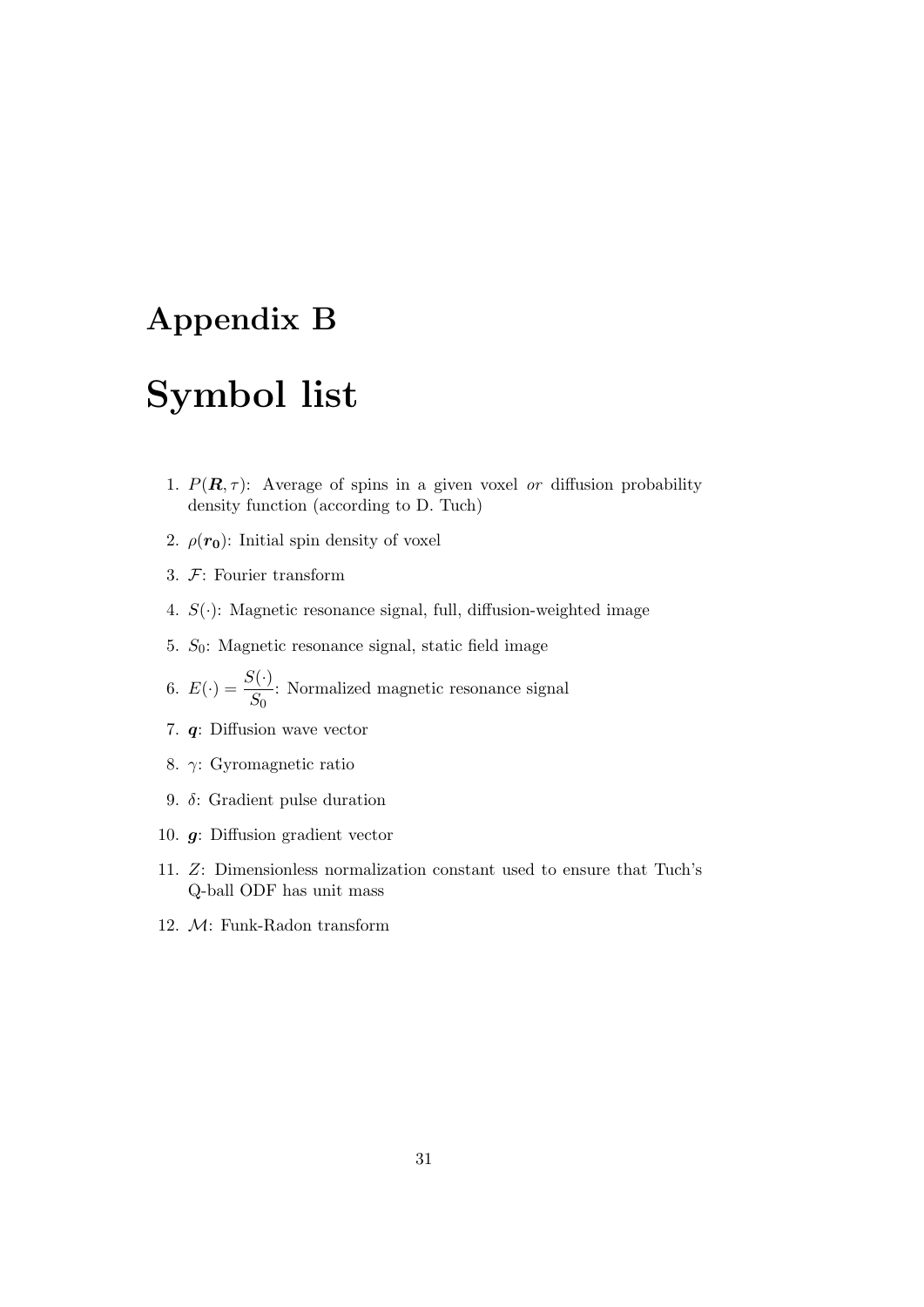# Appendix B

# Symbol list

1. $P(\boldsymbol{R}, \tau)$: Average of spins in a given voxel *or* diffusion probability density function (according to D. Tuch)
2. $\rho(\boldsymbol{r_0})$: Initial spin density of voxel
3. $\mathcal{F}$: Fourier transform
4. $S(\cdot)$: Magnetic resonance signal, full, diffusion-weighted image
5. $S_0$: Magnetic resonance signal, static field image
6. $E(\cdot) = \dfrac{S(\cdot)}{S_0}$: Normalized magnetic resonance signal
7. $\boldsymbol{q}$: Diffusion wave vector
8. $\gamma$: Gyromagnetic ratio
9. $\delta$: Gradient pulse duration
10. $\boldsymbol{g}$: Diffusion gradient vector
11. $Z$: Dimensionless normalization constant used to ensure that Tuch's Q-ball ODF has unit mass
12. $\mathcal{M}$: Funk-Radon transform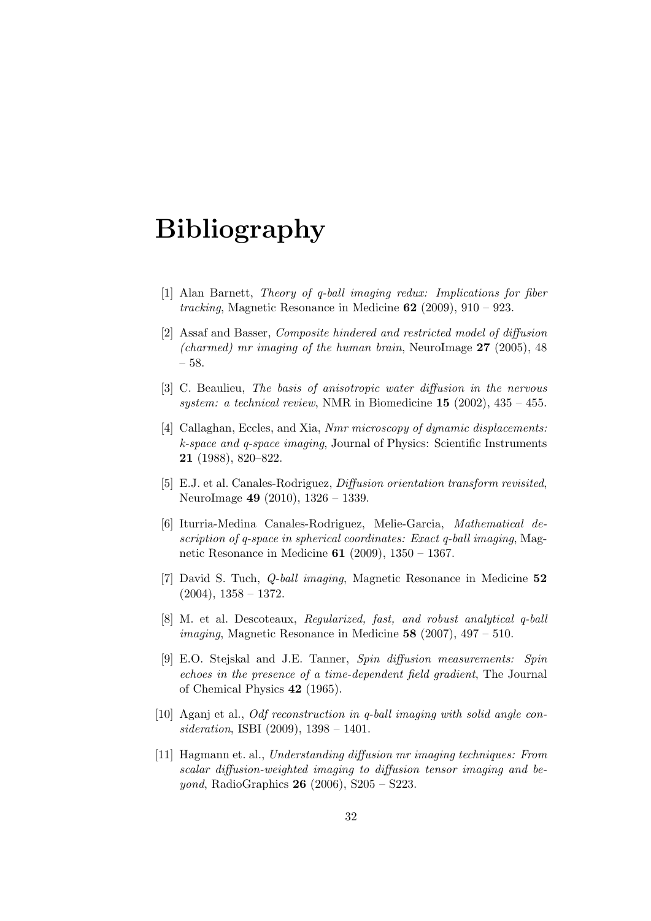# Bibliography

[1] Alan Barnett, *Theory of q-ball imaging redux: Implications for fiber tracking*, Magnetic Resonance in Medicine **62** (2009), 910 – 923.

[2] Assaf and Basser, *Composite hindered and restricted model of diffusion (charmed) mr imaging of the human brain*, NeuroImage **27** (2005), 48 – 58.

[3] C. Beaulieu, *The basis of anisotropic water diffusion in the nervous system: a technical review*, NMR in Biomedicine **15** (2002), 435 – 455.

[4] Callaghan, Eccles, and Xia, *Nmr microscopy of dynamic displacements: k-space and q-space imaging*, Journal of Physics: Scientific Instruments **21** (1988), 820–822.

[5] E.J. et al. Canales-Rodriguez, *Diffusion orientation transform revisited*, NeuroImage **49** (2010), 1326 – 1339.

[6] Iturria-Medina Canales-Rodriguez, Melie-Garcia, *Mathematical description of q-space in spherical coordinates: Exact q-ball imaging*, Magnetic Resonance in Medicine **61** (2009), 1350 – 1367.

[7] David S. Tuch, *Q-ball imaging*, Magnetic Resonance in Medicine **52** (2004), 1358 – 1372.

[8] M. et al. Descoteaux, *Regularized, fast, and robust analytical q-ball imaging*, Magnetic Resonance in Medicine **58** (2007), 497 – 510.

[9] E.O. Stejskal and J.E. Tanner, *Spin diffusion measurements: Spin echoes in the presence of a time-dependent field gradient*, The Journal of Chemical Physics **42** (1965).

[10] Aganj et al., *Odf reconstruction in q-ball imaging with solid angle consideration*, ISBI (2009), 1398 – 1401.

[11] Hagmann et. al., *Understanding diffusion mr imaging techniques: From scalar diffusion-weighted imaging to diffusion tensor imaging and beyond*, RadioGraphics **26** (2006), S205 – S223.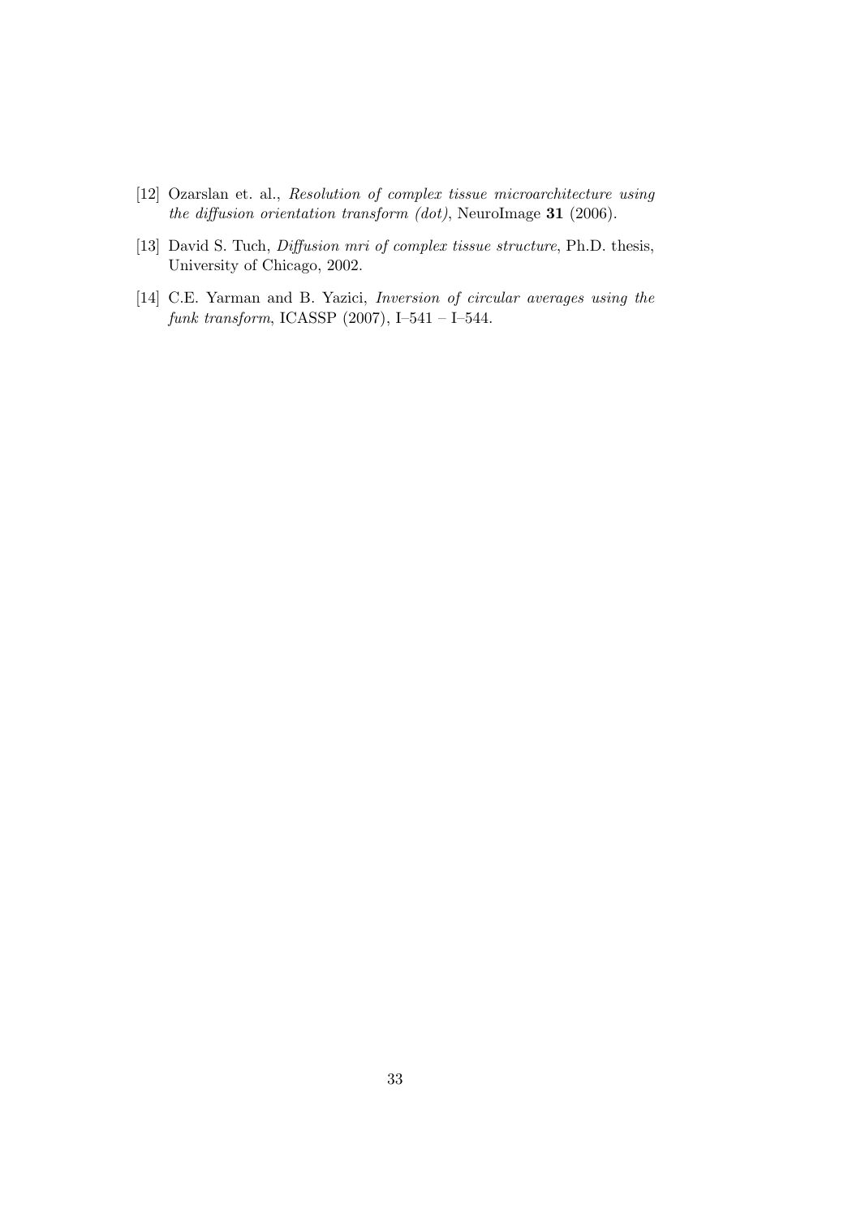[12] Ozarslan et. al., *Resolution of complex tissue microarchitecture using the diffusion orientation transform (dot)*, NeuroImage **31** (2006).

[13] David S. Tuch, *Diffusion mri of complex tissue structure*, Ph.D. thesis, University of Chicago, 2002.

[14] C.E. Yarman and B. Yazici, *Inversion of circular averages using the funk transform*, ICASSP (2007), I–541 – I–544.